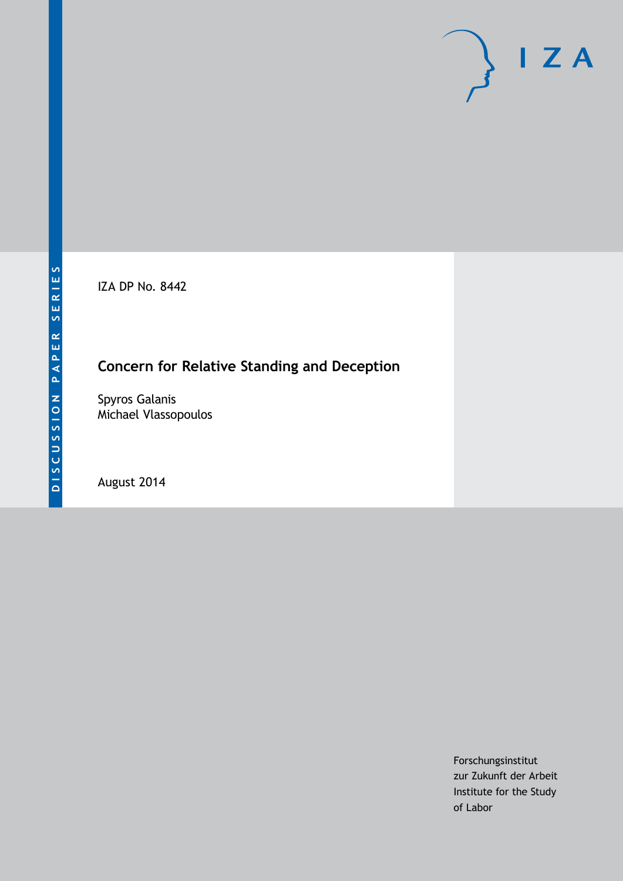DISCUSSION PAPER SERIES

IZA DP No. 8442

# Concern for Relative Standing and Deception

Spyros Galanis
Michael Vlassopoulos

August 2014

Forschungsinstitut
zur Zukunft der Arbeit
Institute for the Study
of Labor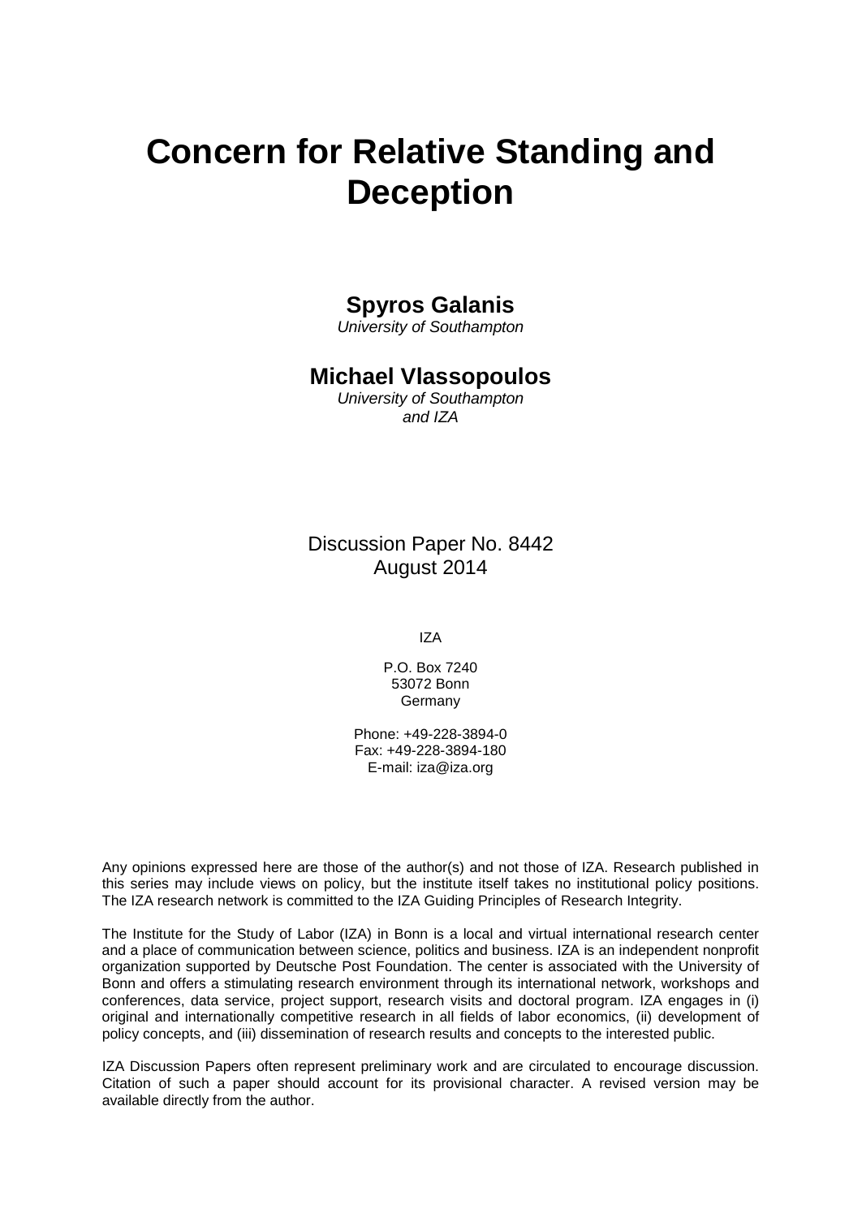# Concern for Relative Standing and Deception

**Spyros Galanis**
*University of Southampton*

**Michael Vlassopoulos**
*University of Southampton and IZA*

Discussion Paper No. 8442
August 2014

IZA

P.O. Box 7240
53072 Bonn
Germany

Phone: +49-228-3894-0
Fax: +49-228-3894-180
E-mail: iza@iza.org

Any opinions expressed here are those of the author(s) and not those of IZA. Research published in this series may include views on policy, but the institute itself takes no institutional policy positions. The IZA research network is committed to the IZA Guiding Principles of Research Integrity.

The Institute for the Study of Labor (IZA) in Bonn is a local and virtual international research center and a place of communication between science, politics and business. IZA is an independent nonprofit organization supported by Deutsche Post Foundation. The center is associated with the University of Bonn and offers a stimulating research environment through its international network, workshops and conferences, data service, project support, research visits and doctoral program. IZA engages in (i) original and internationally competitive research in all fields of labor economics, (ii) development of policy concepts, and (iii) dissemination of research results and concepts to the interested public.

IZA Discussion Papers often represent preliminary work and are circulated to encourage discussion. Citation of such a paper should account for its provisional character. A revised version may be available directly from the author.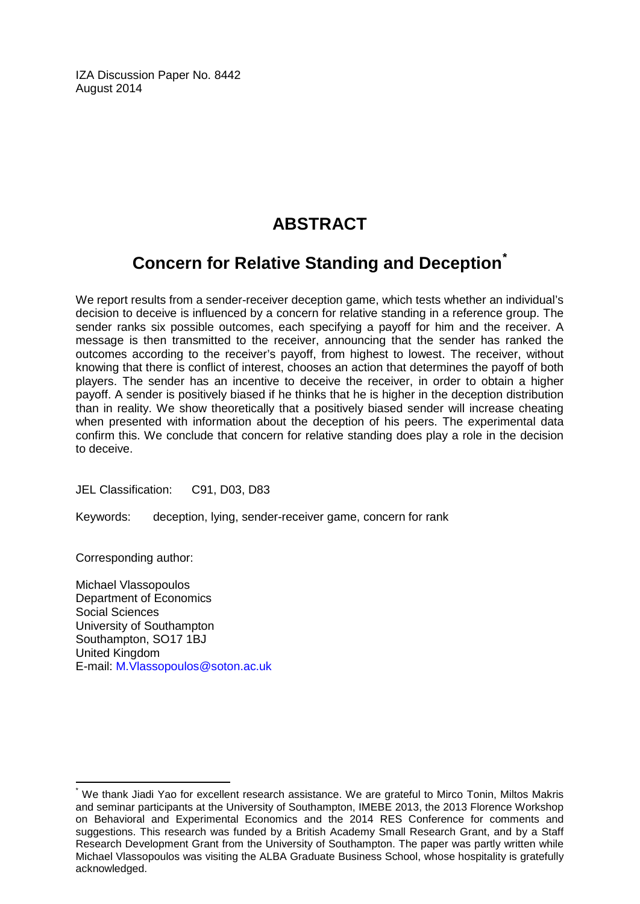IZA Discussion Paper No. 8442
August 2014

# ABSTRACT

## Concern for Relative Standing and Deception*

We report results from a sender-receiver deception game, which tests whether an individual's decision to deceive is influenced by a concern for relative standing in a reference group. The sender ranks six possible outcomes, each specifying a payoff for him and the receiver. A message is then transmitted to the receiver, announcing that the sender has ranked the outcomes according to the receiver's payoff, from highest to lowest. The receiver, without knowing that there is conflict of interest, chooses an action that determines the payoff of both players. The sender has an incentive to deceive the receiver, in order to obtain a higher payoff. A sender is positively biased if he thinks that he is higher in the deception distribution than in reality. We show theoretically that a positively biased sender will increase cheating when presented with information about the deception of his peers. The experimental data confirm this. We conclude that concern for relative standing does play a role in the decision to deceive.

JEL Classification: C91, D03, D83

Keywords: deception, lying, sender-receiver game, concern for rank

Corresponding author:

Michael Vlassopoulos
Department of Economics
Social Sciences
University of Southampton
Southampton, SO17 1BJ
United Kingdom
E-mail: M.Vlassopoulos@soton.ac.uk

---

* We thank Jiadi Yao for excellent research assistance. We are grateful to Mirco Tonin, Miltos Makris and seminar participants at the University of Southampton, IMEBE 2013, the 2013 Florence Workshop on Behavioral and Experimental Economics and the 2014 RES Conference for comments and suggestions. This research was funded by a British Academy Small Research Grant, and by a Staff Research Development Grant from the University of Southampton. The paper was partly written while Michael Vlassopoulos was visiting the ALBA Graduate Business School, whose hospitality is gratefully acknowledged.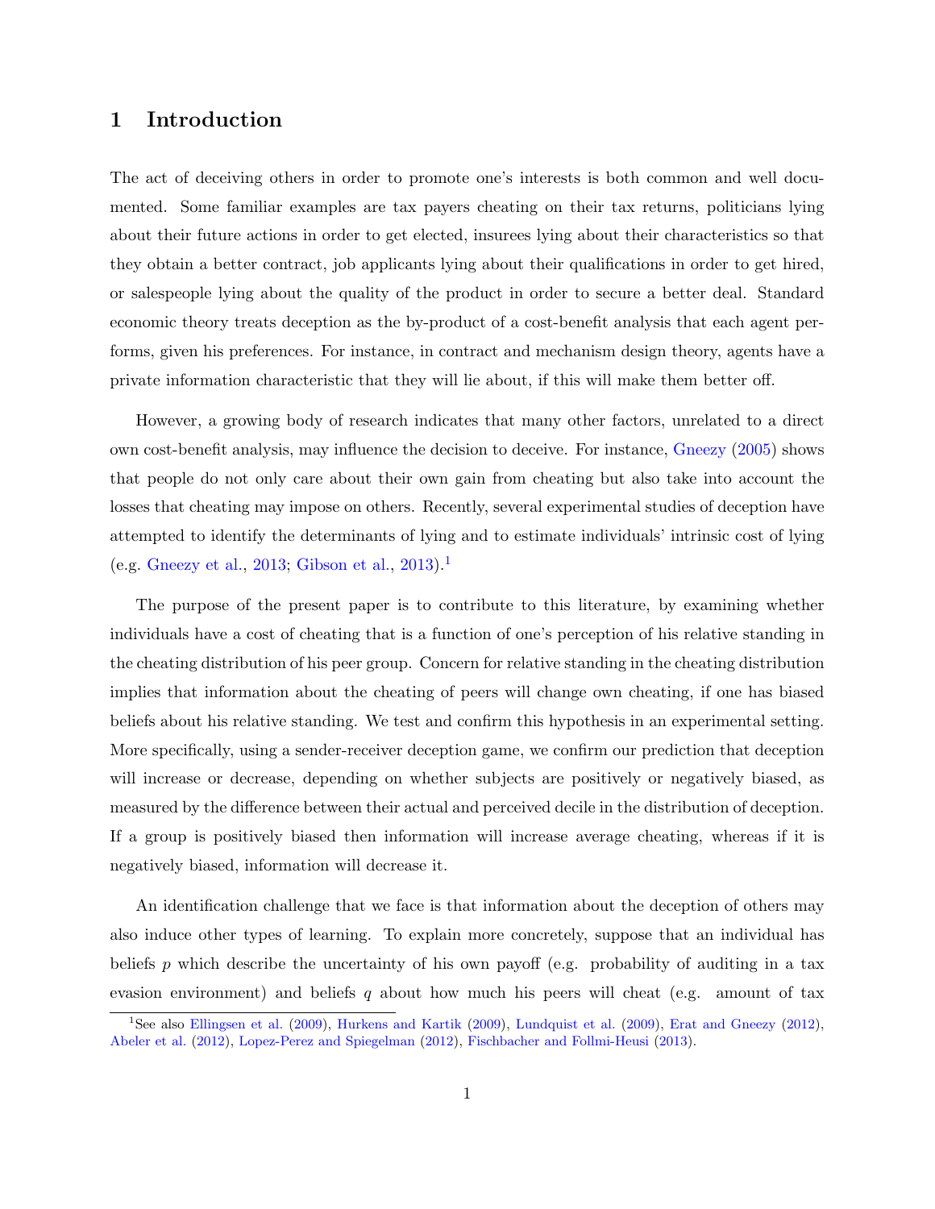# 1 Introduction

The act of deceiving others in order to promote one's interests is both common and well documented. Some familiar examples are tax payers cheating on their tax returns, politicians lying about their future actions in order to get elected, insurees lying about their characteristics so that they obtain a better contract, job applicants lying about their qualifications in order to get hired, or salespeople lying about the quality of the product in order to secure a better deal. Standard economic theory treats deception as the by-product of a cost-benefit analysis that each agent performs, given his preferences. For instance, in contract and mechanism design theory, agents have a private information characteristic that they will lie about, if this will make them better off.

However, a growing body of research indicates that many other factors, unrelated to a direct own cost-benefit analysis, may influence the decision to deceive. For instance, Gneezy (2005) shows that people do not only care about their own gain from cheating but also take into account the losses that cheating may impose on others. Recently, several experimental studies of deception have attempted to identify the determinants of lying and to estimate individuals' intrinsic cost of lying (e.g. Gneezy et al., 2013; Gibson et al., 2013).[1]

The purpose of the present paper is to contribute to this literature, by examining whether individuals have a cost of cheating that is a function of one's perception of his relative standing in the cheating distribution of his peer group. Concern for relative standing in the cheating distribution implies that information about the cheating of peers will change own cheating, if one has biased beliefs about his relative standing. We test and confirm this hypothesis in an experimental setting. More specifically, using a sender-receiver deception game, we confirm our prediction that deception will increase or decrease, depending on whether subjects are positively or negatively biased, as measured by the difference between their actual and perceived decile in the distribution of deception. If a group is positively biased then information will increase average cheating, whereas if it is negatively biased, information will decrease it.

An identification challenge that we face is that information about the deception of others may also induce other types of learning. To explain more concretely, suppose that an individual has beliefs $p$ which describe the uncertainty of his own payoff (e.g. probability of auditing in a tax evasion environment) and beliefs $q$ about how much his peers will cheat (e.g. amount of tax

[1] See also Ellingsen et al. (2009), Hurkens and Kartik (2009), Lundquist et al. (2009), Erat and Gneezy (2012), Abeler et al. (2012), Lopez-Perez and Spiegelman (2012), Fischbacher and Follmi-Heusi (2013).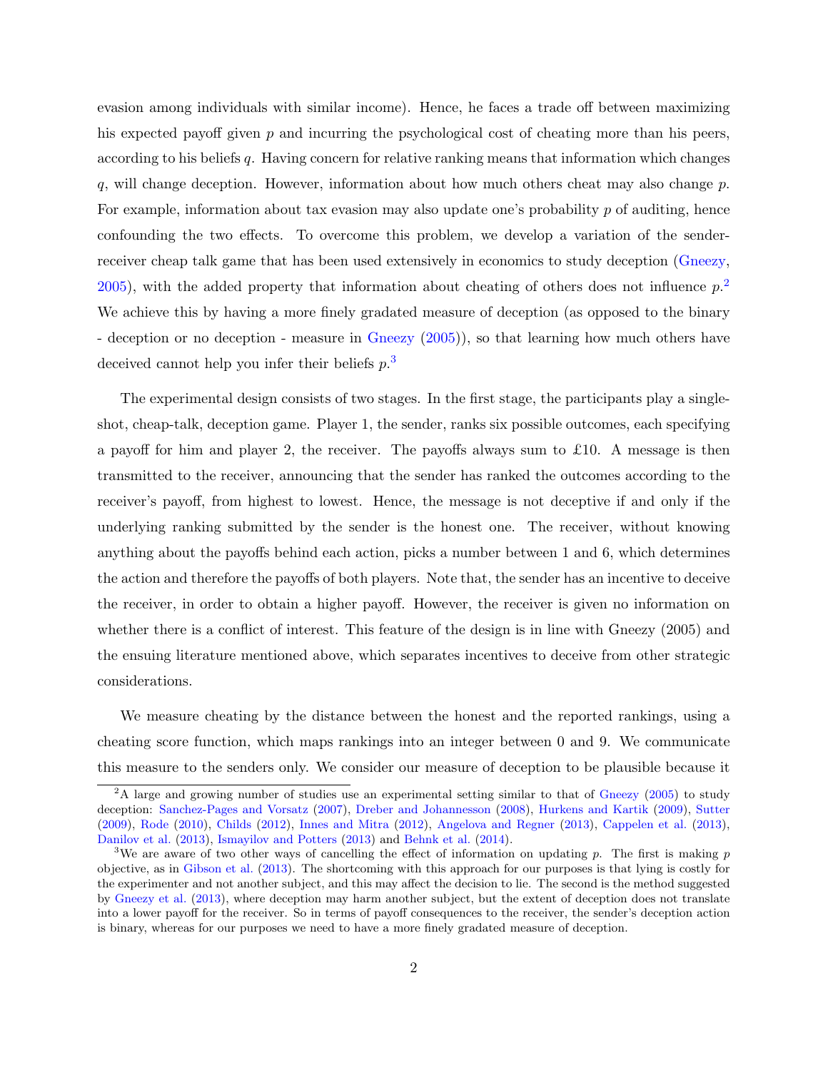evasion among individuals with similar income). Hence, he faces a trade off between maximizing his expected payoff given $p$ and incurring the psychological cost of cheating more than his peers, according to his beliefs $q$. Having concern for relative ranking means that information which changes $q$, will change deception. However, information about how much others cheat may also change $p$. For example, information about tax evasion may also update one's probability $p$ of auditing, hence confounding the two effects. To overcome this problem, we develop a variation of the sender-receiver cheap talk game that has been used extensively in economics to study deception (Gneezy, 2005), with the added property that information about cheating of others does not influence $p$.[2] We achieve this by having a more finely gradated measure of deception (as opposed to the binary - deception or no deception - measure in Gneezy (2005)), so that learning how much others have deceived cannot help you infer their beliefs $p$.[3]

The experimental design consists of two stages. In the first stage, the participants play a single-shot, cheap-talk, deception game. Player 1, the sender, ranks six possible outcomes, each specifying a payoff for him and player 2, the receiver. The payoffs always sum to £10. A message is then transmitted to the receiver, announcing that the sender has ranked the outcomes according to the receiver's payoff, from highest to lowest. Hence, the message is not deceptive if and only if the underlying ranking submitted by the sender is the honest one. The receiver, without knowing anything about the payoffs behind each action, picks a number between 1 and 6, which determines the action and therefore the payoffs of both players. Note that, the sender has an incentive to deceive the receiver, in order to obtain a higher payoff. However, the receiver is given no information on whether there is a conflict of interest. This feature of the design is in line with Gneezy (2005) and the ensuing literature mentioned above, which separates incentives to deceive from other strategic considerations.

We measure cheating by the distance between the honest and the reported rankings, using a cheating score function, which maps rankings into an integer between 0 and 9. We communicate this measure to the senders only. We consider our measure of deception to be plausible because it

[2] A large and growing number of studies use an experimental setting similar to that of Gneezy (2005) to study deception: Sanchez-Pages and Vorsatz (2007), Dreber and Johannesson (2008), Hurkens and Kartik (2009), Sutter (2009), Rode (2010), Childs (2012), Innes and Mitra (2012), Angelova and Regner (2013), Cappelen et al. (2013), Danilov et al. (2013), Ismayilov and Potters (2013) and Behnk et al. (2014).

[3] We are aware of two other ways of cancelling the effect of information on updating $p$. The first is making $p$ objective, as in Gibson et al. (2013). The shortcoming with this approach for our purposes is that lying is costly for the experimenter and not another subject, and this may affect the decision to lie. The second is the method suggested by Gneezy et al. (2013), where deception may harm another subject, but the extent of deception does not translate into a lower payoff for the receiver. So in terms of payoff consequences to the receiver, the sender's deception action is binary, whereas for our purposes we need to have a more finely gradated measure of deception.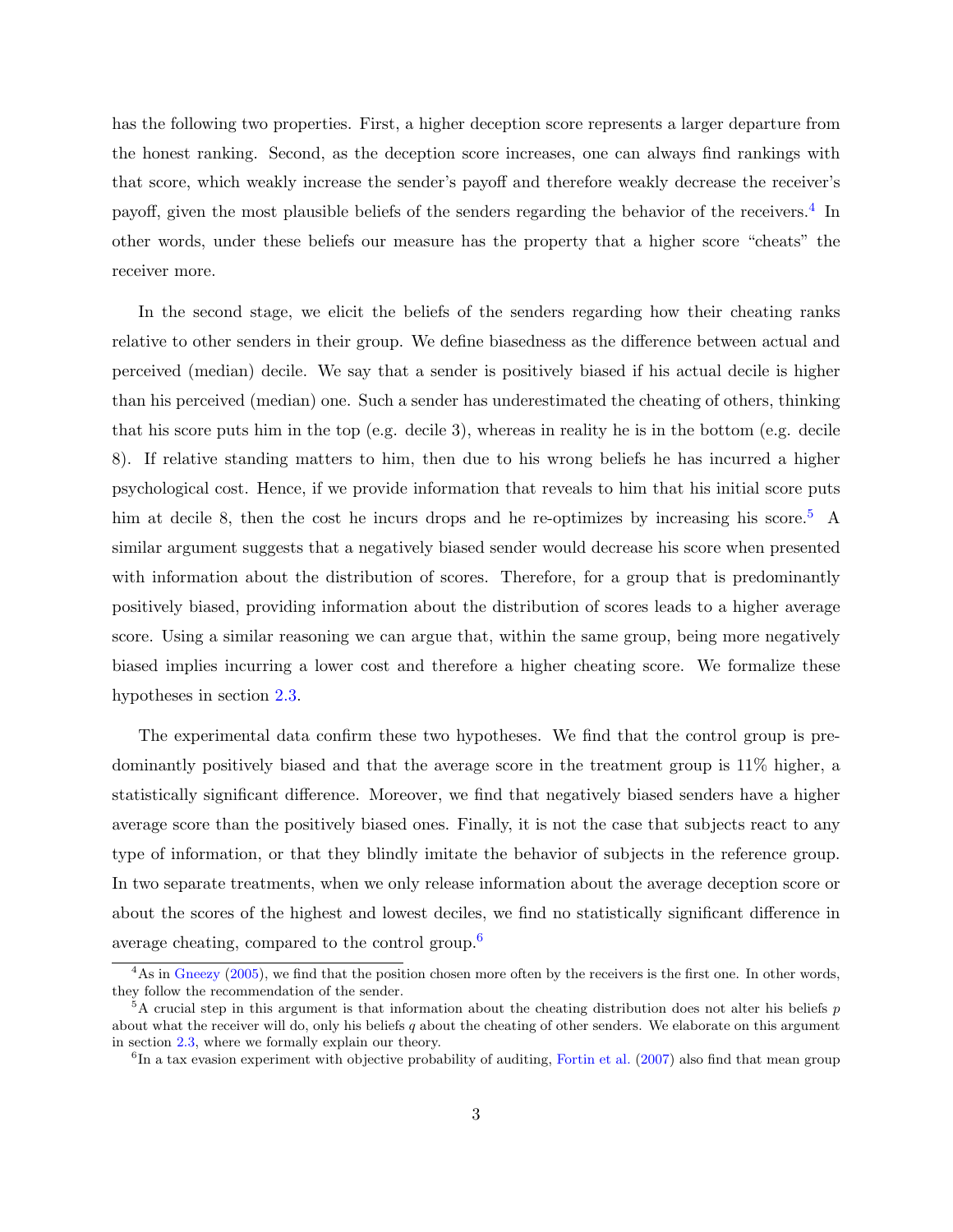has the following two properties. First, a higher deception score represents a larger departure from the honest ranking. Second, as the deception score increases, one can always find rankings with that score, which weakly increase the sender's payoff and therefore weakly decrease the receiver's payoff, given the most plausible beliefs of the senders regarding the behavior of the receivers.[4] In other words, under these beliefs our measure has the property that a higher score "cheats" the receiver more.

In the second stage, we elicit the beliefs of the senders regarding how their cheating ranks relative to other senders in their group. We define biasedness as the difference between actual and perceived (median) decile. We say that a sender is positively biased if his actual decile is higher than his perceived (median) one. Such a sender has underestimated the cheating of others, thinking that his score puts him in the top (e.g. decile 3), whereas in reality he is in the bottom (e.g. decile 8). If relative standing matters to him, then due to his wrong beliefs he has incurred a higher psychological cost. Hence, if we provide information that reveals to him that his initial score puts him at decile 8, then the cost he incurs drops and he re-optimizes by increasing his score.[5] A similar argument suggests that a negatively biased sender would decrease his score when presented with information about the distribution of scores. Therefore, for a group that is predominantly positively biased, providing information about the distribution of scores leads to a higher average score. Using a similar reasoning we can argue that, within the same group, being more negatively biased implies incurring a lower cost and therefore a higher cheating score. We formalize these hypotheses in section 2.3.

The experimental data confirm these two hypotheses. We find that the control group is predominantly positively biased and that the average score in the treatment group is 11% higher, a statistically significant difference. Moreover, we find that negatively biased senders have a higher average score than the positively biased ones. Finally, it is not the case that subjects react to any type of information, or that they blindly imitate the behavior of subjects in the reference group. In two separate treatments, when we only release information about the average deception score or about the scores of the highest and lowest deciles, we find no statistically significant difference in average cheating, compared to the control group.[6]

---

[4] As in Gneezy (2005), we find that the position chosen more often by the receivers is the first one. In other words, they follow the recommendation of the sender.

[5] A crucial step in this argument is that information about the cheating distribution does not alter his beliefs $p$ about what the receiver will do, only his beliefs $q$ about the cheating of other senders. We elaborate on this argument in section 2.3, where we formally explain our theory.

[6] In a tax evasion experiment with objective probability of auditing, Fortin et al. (2007) also find that mean group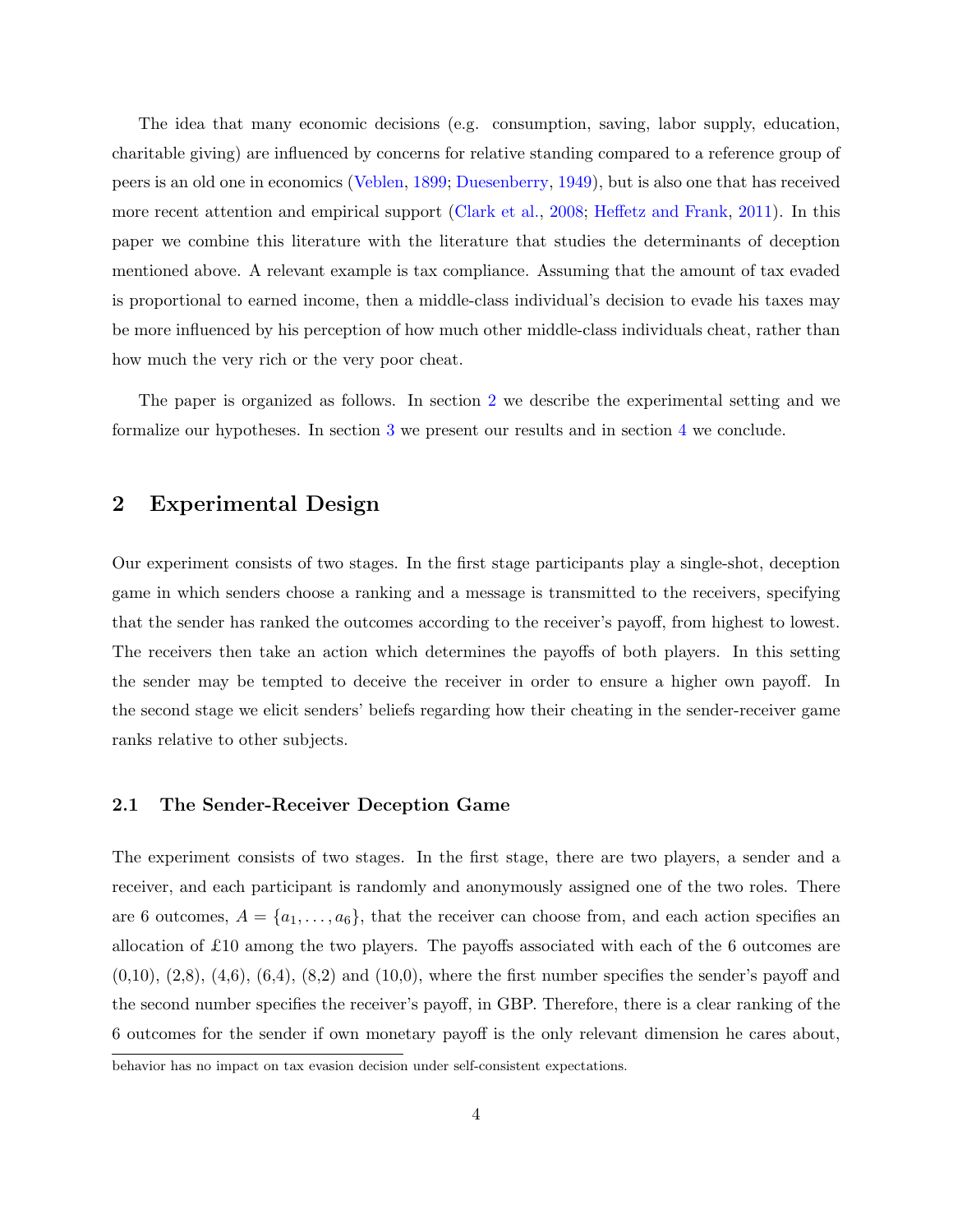The idea that many economic decisions (e.g. consumption, saving, labor supply, education, charitable giving) are influenced by concerns for relative standing compared to a reference group of peers is an old one in economics (Veblen, 1899; Duesenberry, 1949), but is also one that has received more recent attention and empirical support (Clark et al., 2008; Heffetz and Frank, 2011). In this paper we combine this literature with the literature that studies the determinants of deception mentioned above. A relevant example is tax compliance. Assuming that the amount of tax evaded is proportional to earned income, then a middle-class individual's decision to evade his taxes may be more influenced by his perception of how much other middle-class individuals cheat, rather than how much the very rich or the very poor cheat.

The paper is organized as follows. In section 2 we describe the experimental setting and we formalize our hypotheses. In section 3 we present our results and in section 4 we conclude.

## 2 Experimental Design

Our experiment consists of two stages. In the first stage participants play a single-shot, deception game in which senders choose a ranking and a message is transmitted to the receivers, specifying that the sender has ranked the outcomes according to the receiver's payoff, from highest to lowest. The receivers then take an action which determines the payoffs of both players. In this setting the sender may be tempted to deceive the receiver in order to ensure a higher own payoff. In the second stage we elicit senders' beliefs regarding how their cheating in the sender-receiver game ranks relative to other subjects.

### 2.1 The Sender-Receiver Deception Game

The experiment consists of two stages. In the first stage, there are two players, a sender and a receiver, and each participant is randomly and anonymously assigned one of the two roles. There are 6 outcomes, $A = \{a_1, \ldots, a_6\}$, that the receiver can choose from, and each action specifies an allocation of £10 among the two players. The payoffs associated with each of the 6 outcomes are (0,10), (2,8), (4,6), (6,4), (8,2) and (10,0), where the first number specifies the sender's payoff and the second number specifies the receiver's payoff, in GBP. Therefore, there is a clear ranking of the 6 outcomes for the sender if own monetary payoff is the only relevant dimension he cares about,

behavior has no impact on tax evasion decision under self-consistent expectations.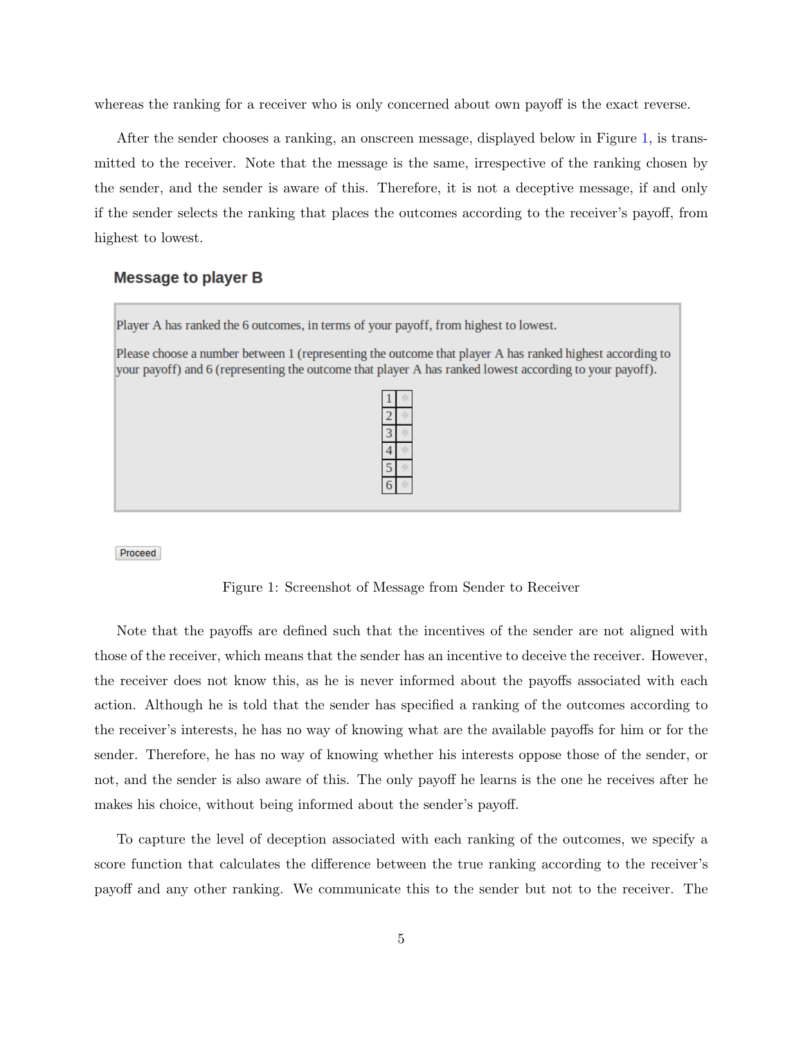whereas the ranking for a receiver who is only concerned about own payoff is the exact reverse.

After the sender chooses a ranking, an onscreen message, displayed below in Figure 1, is transmitted to the receiver. Note that the message is the same, irrespective of the ranking chosen by the sender, and the sender is aware of this. Therefore, it is not a deceptive message, if and only if the sender selects the ranking that places the outcomes according to the receiver's payoff, from highest to lowest.

**Message to player B**

Player A has ranked the 6 outcomes, in terms of your payoff, from highest to lowest.

Please choose a number between 1 (representing the outcome that player A has ranked highest according to your payoff) and 6 (representing the outcome that player A has ranked lowest according to your payoff).

| | |
|---|---|
| 1 | ◦ |
| 2 | ◦ |
| 3 | ◦ |
| 4 | ◦ |
| 5 | ◦ |
| 6 | ◦ |

Proceed

Figure 1: Screenshot of Message from Sender to Receiver

Note that the payoffs are defined such that the incentives of the sender are not aligned with those of the receiver, which means that the sender has an incentive to deceive the receiver. However, the receiver does not know this, as he is never informed about the payoffs associated with each action. Although he is told that the sender has specified a ranking of the outcomes according to the receiver's interests, he has no way of knowing what are the available payoffs for him or for the sender. Therefore, he has no way of knowing whether his interests oppose those of the sender, or not, and the sender is also aware of this. The only payoff he learns is the one he receives after he makes his choice, without being informed about the sender's payoff.

To capture the level of deception associated with each ranking of the outcomes, we specify a score function that calculates the difference between the true ranking according to the receiver's payoff and any other ranking. We communicate this to the sender but not to the receiver. The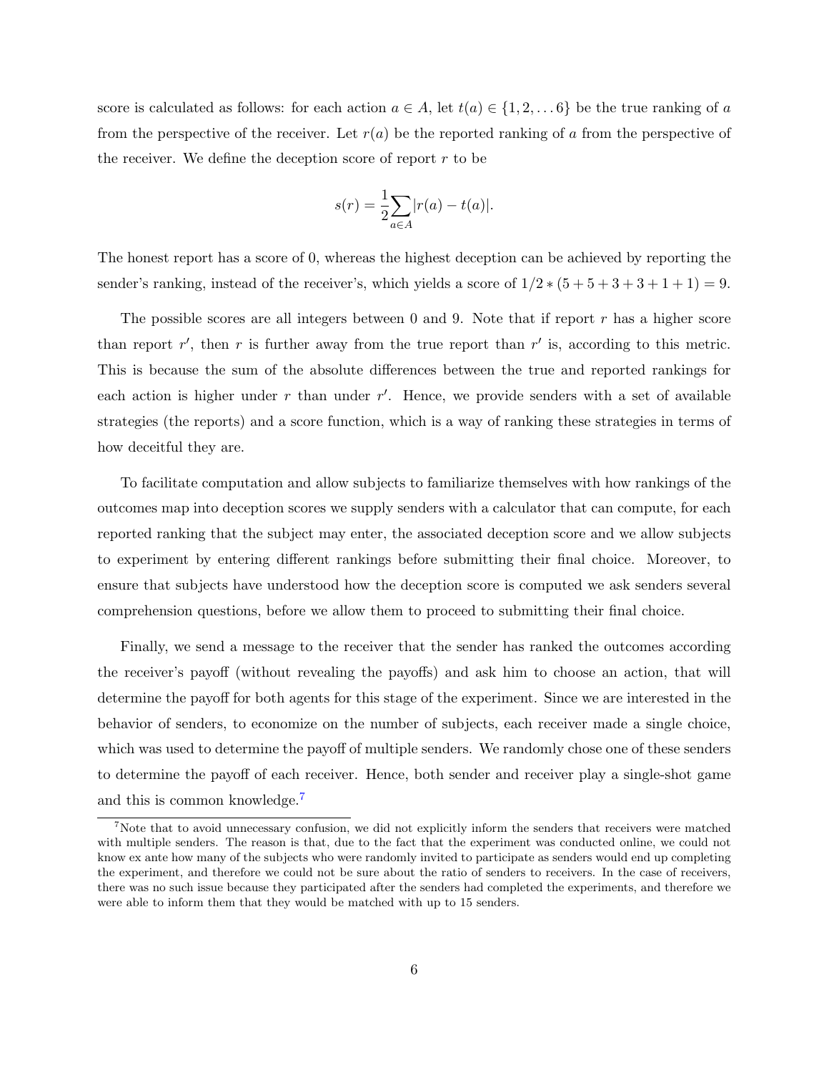score is calculated as follows: for each action $a \in A$, let $t(a) \in \{1, 2, \ldots 6\}$ be the true ranking of $a$ from the perspective of the receiver. Let $r(a)$ be the reported ranking of $a$ from the perspective of the receiver. We define the deception score of report $r$ to be

$$s(r) = \frac{1}{2} \sum_{a \in A} |r(a) - t(a)|.$$

The honest report has a score of 0, whereas the highest deception can be achieved by reporting the sender's ranking, instead of the receiver's, which yields a score of $1/2 * (5 + 5 + 3 + 3 + 1 + 1) = 9$.

The possible scores are all integers between 0 and 9. Note that if report $r$ has a higher score than report $r'$, then $r$ is further away from the true report than $r'$ is, according to this metric. This is because the sum of the absolute differences between the true and reported rankings for each action is higher under $r$ than under $r'$. Hence, we provide senders with a set of available strategies (the reports) and a score function, which is a way of ranking these strategies in terms of how deceitful they are.

To facilitate computation and allow subjects to familiarize themselves with how rankings of the outcomes map into deception scores we supply senders with a calculator that can compute, for each reported ranking that the subject may enter, the associated deception score and we allow subjects to experiment by entering different rankings before submitting their final choice. Moreover, to ensure that subjects have understood how the deception score is computed we ask senders several comprehension questions, before we allow them to proceed to submitting their final choice.

Finally, we send a message to the receiver that the sender has ranked the outcomes according the receiver's payoff (without revealing the payoffs) and ask him to choose an action, that will determine the payoff for both agents for this stage of the experiment. Since we are interested in the behavior of senders, to economize on the number of subjects, each receiver made a single choice, which was used to determine the payoff of multiple senders. We randomly chose one of these senders to determine the payoff of each receiver. Hence, both sender and receiver play a single-shot game and this is common knowledge.[7]

[7] Note that to avoid unnecessary confusion, we did not explicitly inform the senders that receivers were matched with multiple senders. The reason is that, due to the fact that the experiment was conducted online, we could not know ex ante how many of the subjects who were randomly invited to participate as senders would end up completing the experiment, and therefore we could not be sure about the ratio of senders to receivers. In the case of receivers, there was no such issue because they participated after the senders had completed the experiments, and therefore we were able to inform them that they would be matched with up to 15 senders.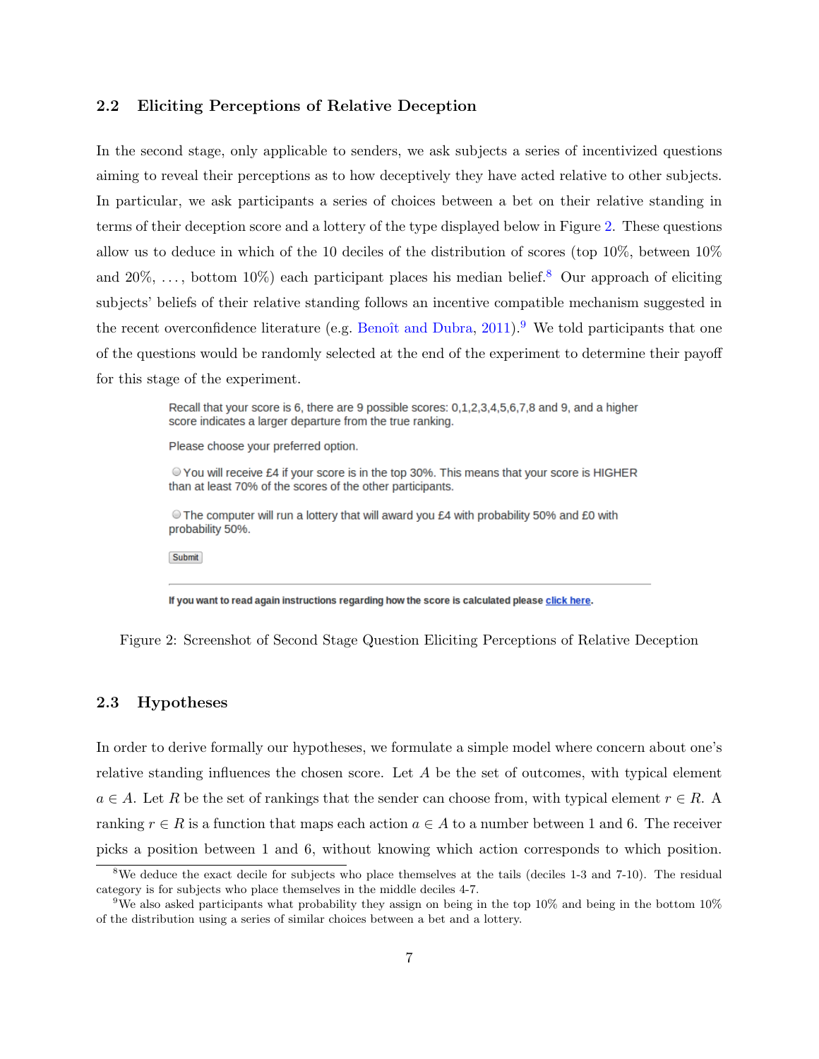### 2.2 Eliciting Perceptions of Relative Deception

In the second stage, only applicable to senders, we ask subjects a series of incentivized questions aiming to reveal their perceptions as to how deceptively they have acted relative to other subjects. In particular, we ask participants a series of choices between a bet on their relative standing in terms of their deception score and a lottery of the type displayed below in Figure 2. These questions allow us to deduce in which of the 10 deciles of the distribution of scores (top 10%, between 10% and 20%, ..., bottom 10%) each participant places his median belief.[8] Our approach of eliciting subjects' beliefs of their relative standing follows an incentive compatible mechanism suggested in the recent overconfidence literature (e.g. Benoît and Dubra, 2011).[9] We told participants that one of the questions would be randomly selected at the end of the experiment to determine their payoff for this stage of the experiment.

Recall that your score is 6, there are 9 possible scores: 0,1,2,3,4,5,6,7,8 and 9, and a higher score indicates a larger departure from the true ranking.

Please choose your preferred option.

○ You will receive £4 if your score is in the top 30%. This means that your score is HIGHER than at least 70% of the scores of the other participants.

○ The computer will run a lottery that will award you £4 with probability 50% and £0 with probability 50%.

Submit

**If you want to read again instructions regarding how the score is calculated please click here.**

Figure 2: Screenshot of Second Stage Question Eliciting Perceptions of Relative Deception

### 2.3 Hypotheses

In order to derive formally our hypotheses, we formulate a simple model where concern about one's relative standing influences the chosen score. Let $A$ be the set of outcomes, with typical element $a \in A$. Let $R$ be the set of rankings that the sender can choose from, with typical element $r \in R$. A ranking $r \in R$ is a function that maps each action $a \in A$ to a number between 1 and 6. The receiver picks a position between 1 and 6, without knowing which action corresponds to which position.

[8] We deduce the exact decile for subjects who place themselves at the tails (deciles 1-3 and 7-10). The residual category is for subjects who place themselves in the middle deciles 4-7.

[9] We also asked participants what probability they assign on being in the top 10% and being in the bottom 10% of the distribution using a series of similar choices between a bet and a lottery.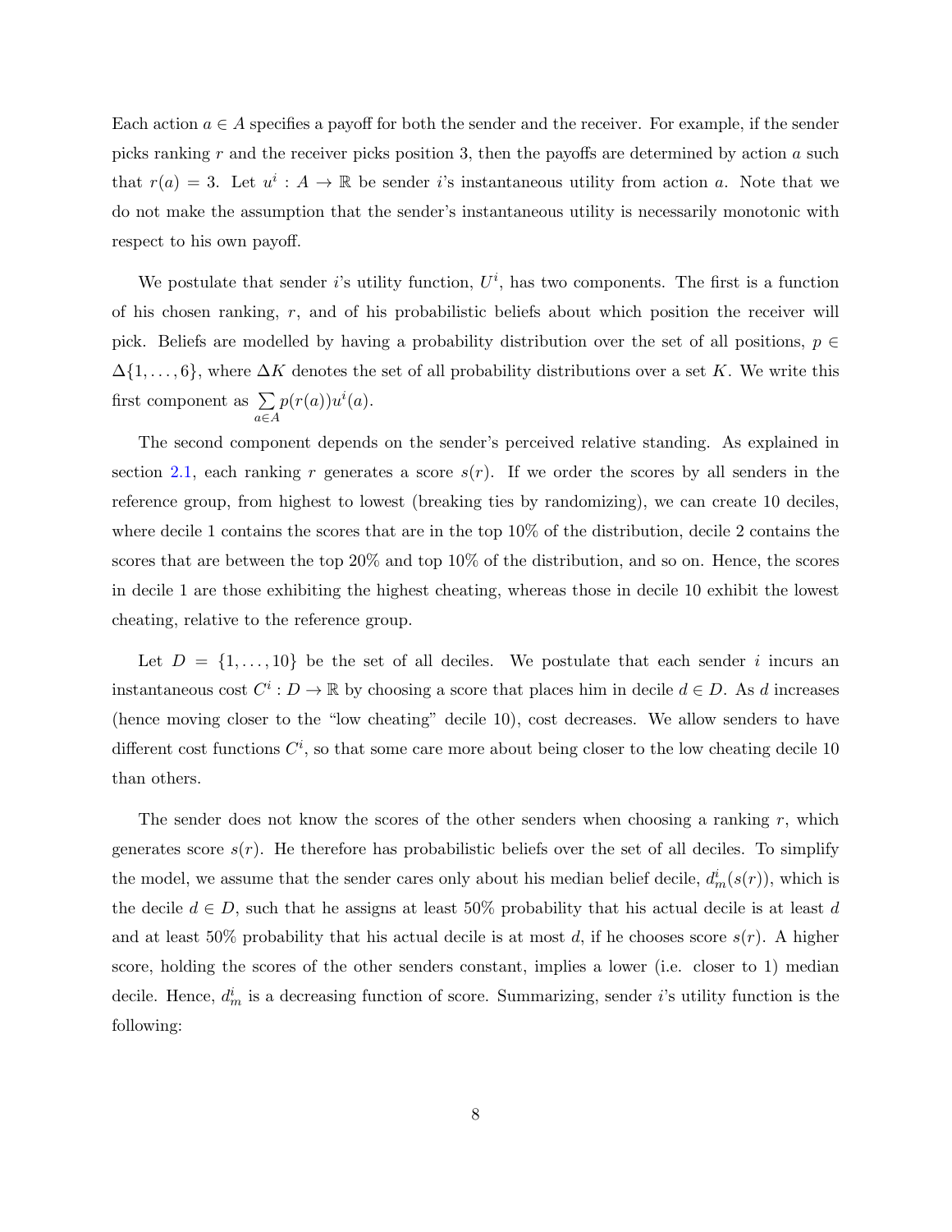Each action $a \in A$ specifies a payoff for both the sender and the receiver. For example, if the sender picks ranking $r$ and the receiver picks position 3, then the payoffs are determined by action $a$ such that $r(a) = 3$. Let $u^i : A \to \mathbb{R}$ be sender $i$'s instantaneous utility from action $a$. Note that we do not make the assumption that the sender's instantaneous utility is necessarily monotonic with respect to his own payoff.

We postulate that sender $i$'s utility function, $U^i$, has two components. The first is a function of his chosen ranking, $r$, and of his probabilistic beliefs about which position the receiver will pick. Beliefs are modelled by having a probability distribution over the set of all positions, $p \in \Delta\{1, \ldots, 6\}$, where $\Delta K$ denotes the set of all probability distributions over a set $K$. We write this first component as $\sum_{a \in A} p(r(a))u^i(a)$.

The second component depends on the sender's perceived relative standing. As explained in section 2.1, each ranking $r$ generates a score $s(r)$. If we order the scores by all senders in the reference group, from highest to lowest (breaking ties by randomizing), we can create 10 deciles, where decile 1 contains the scores that are in the top 10% of the distribution, decile 2 contains the scores that are between the top 20% and top 10% of the distribution, and so on. Hence, the scores in decile 1 are those exhibiting the highest cheating, whereas those in decile 10 exhibit the lowest cheating, relative to the reference group.

Let $D = \{1, \ldots, 10\}$ be the set of all deciles. We postulate that each sender $i$ incurs an instantaneous cost $C^i : D \to \mathbb{R}$ by choosing a score that places him in decile $d \in D$. As $d$ increases (hence moving closer to the "low cheating" decile 10), cost decreases. We allow senders to have different cost functions $C^i$, so that some care more about being closer to the low cheating decile 10 than others.

The sender does not know the scores of the other senders when choosing a ranking $r$, which generates score $s(r)$. He therefore has probabilistic beliefs over the set of all deciles. To simplify the model, we assume that the sender cares only about his median belief decile, $d_m^i(s(r))$, which is the decile $d \in D$, such that he assigns at least 50% probability that his actual decile is at least $d$ and at least 50% probability that his actual decile is at most $d$, if he chooses score $s(r)$. A higher score, holding the scores of the other senders constant, implies a lower (i.e. closer to 1) median decile. Hence, $d_m^i$ is a decreasing function of score. Summarizing, sender $i$'s utility function is the following: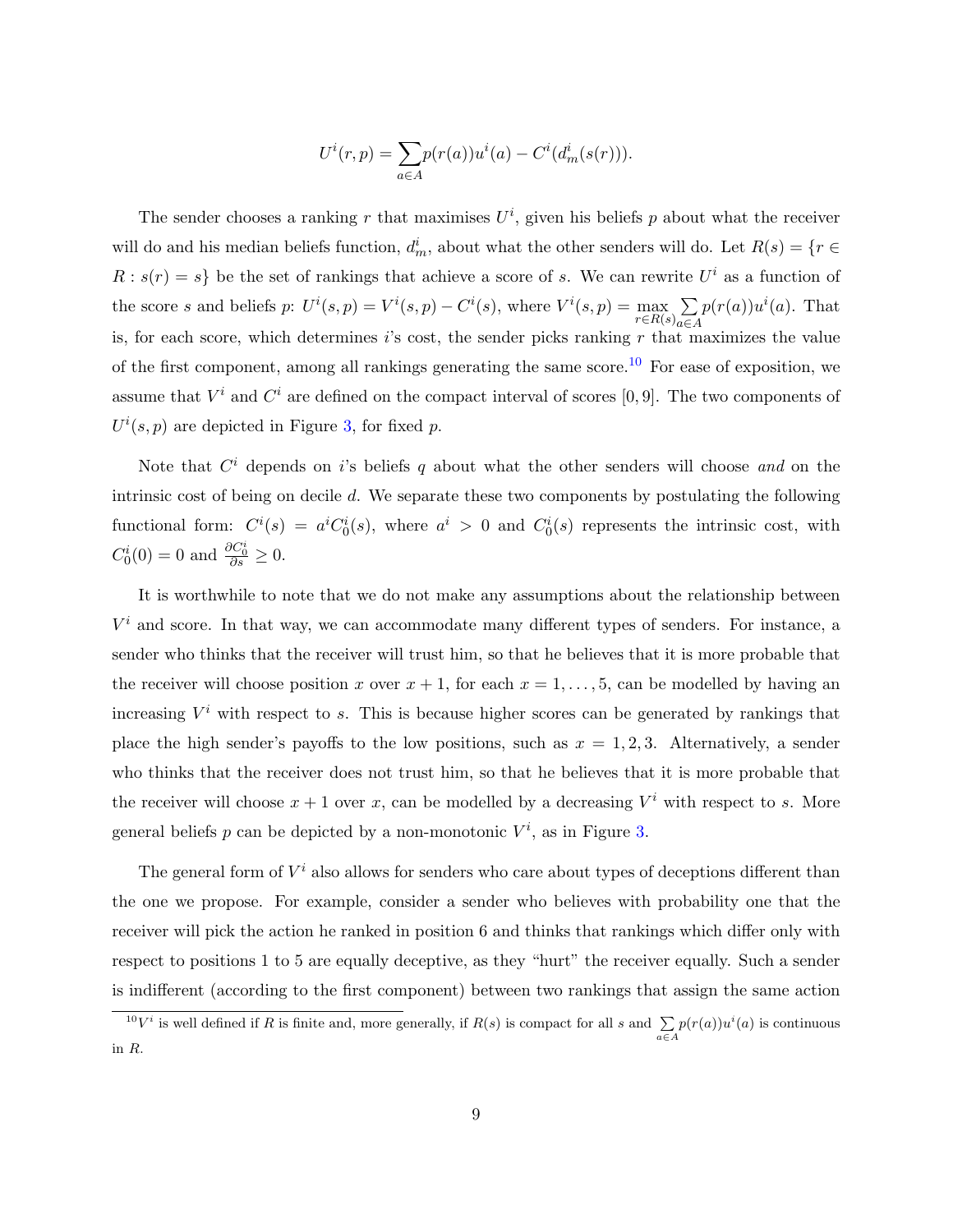$$U^i(r,p) = \sum_{a \in A} p(r(a))u^i(a) - C^i(d^i_m(s(r))).$$

The sender chooses a ranking $r$ that maximises $U^i$, given his beliefs $p$ about what the receiver will do and his median beliefs function, $d^i_m$, about what the other senders will do. Let $R(s) = \{r \in R : s(r) = s\}$ be the set of rankings that achieve a score of $s$. We can rewrite $U^i$ as a function of the score $s$ and beliefs $p$: $U^i(s,p) = V^i(s,p) - C^i(s)$, where $V^i(s,p) = \max_{r \in R(s)} \sum_{a \in A} p(r(a))u^i(a)$. That is, for each score, which determines $i$'s cost, the sender picks ranking $r$ that maximizes the value of the first component, among all rankings generating the same score.[10] For ease of exposition, we assume that $V^i$ and $C^i$ are defined on the compact interval of scores $[0, 9]$. The two components of $U^i(s,p)$ are depicted in Figure 3, for fixed $p$.

Note that $C^i$ depends on $i$'s beliefs $q$ about what the other senders will choose *and* on the intrinsic cost of being on decile $d$. We separate these two components by postulating the following functional form: $C^i(s) = a^i C^i_0(s)$, where $a^i > 0$ and $C^i_0(s)$ represents the intrinsic cost, with $C^i_0(0) = 0$ and $\frac{\partial C^i_0}{\partial s} \geq 0$.

It is worthwhile to note that we do not make any assumptions about the relationship between $V^i$ and score. In that way, we can accommodate many different types of senders. For instance, a sender who thinks that the receiver will trust him, so that he believes that it is more probable that the receiver will choose position $x$ over $x+1$, for each $x = 1, \ldots, 5$, can be modelled by having an increasing $V^i$ with respect to $s$. This is because higher scores can be generated by rankings that place the high sender's payoffs to the low positions, such as $x = 1, 2, 3$. Alternatively, a sender who thinks that the receiver does not trust him, so that he believes that it is more probable that the receiver will choose $x+1$ over $x$, can be modelled by a decreasing $V^i$ with respect to $s$. More general beliefs $p$ can be depicted by a non-monotonic $V^i$, as in Figure 3.

The general form of $V^i$ also allows for senders who care about types of deceptions different than the one we propose. For example, consider a sender who believes with probability one that the receiver will pick the action he ranked in position 6 and thinks that rankings which differ only with respect to positions 1 to 5 are equally deceptive, as they "hurt" the receiver equally. Such a sender is indifferent (according to the first component) between two rankings that assign the same action

[10] $V^i$ is well defined if $R$ is finite and, more generally, if $R(s)$ is compact for all $s$ and $\sum_{a \in A} p(r(a))u^i(a)$ is continuous in $R$.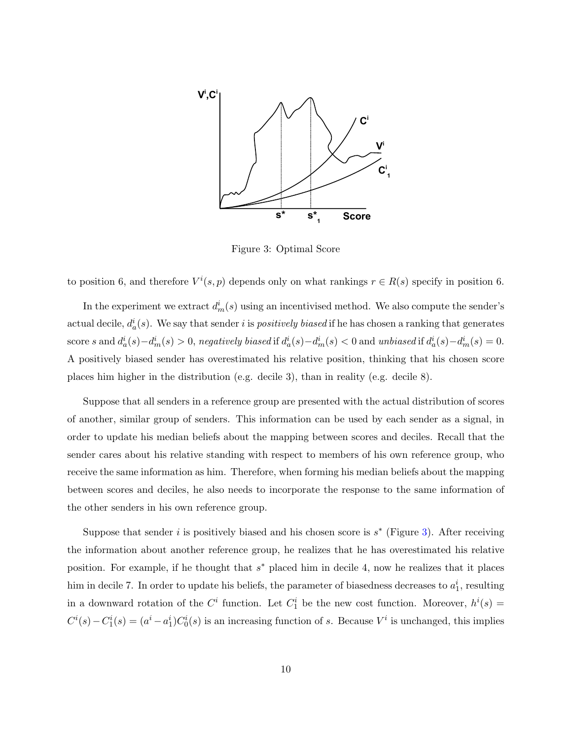Figure 3: Optimal Score

to position 6, and therefore $V^i(s,p)$ depends only on what rankings $r \in R(s)$ specify in position 6.

In the experiment we extract $d_m^i(s)$ using an incentivised method. We also compute the sender's actual decile, $d_a^i(s)$. We say that sender $i$ is *positively biased* if he has chosen a ranking that generates score $s$ and $d_a^i(s) - d_m^i(s) > 0$, *negatively biased* if $d_a^i(s) - d_m^i(s) < 0$ and *unbiased* if $d_a^i(s) - d_m^i(s) = 0$. A positively biased sender has overestimated his relative position, thinking that his chosen score places him higher in the distribution (e.g. decile 3), than in reality (e.g. decile 8).

Suppose that all senders in a reference group are presented with the actual distribution of scores of another, similar group of senders. This information can be used by each sender as a signal, in order to update his median beliefs about the mapping between scores and deciles. Recall that the sender cares about his relative standing with respect to members of his own reference group, who receive the same information as him. Therefore, when forming his median beliefs about the mapping between scores and deciles, he also needs to incorporate the response to the same information of the other senders in his own reference group.

Suppose that sender $i$ is positively biased and his chosen score is $s^*$ (Figure 3). After receiving the information about another reference group, he realizes that he has overestimated his relative position. For example, if he thought that $s^*$ placed him in decile 4, now he realizes that it places him in decile 7. In order to update his beliefs, the parameter of biasedness decreases to $a_1^i$, resulting in a downward rotation of the $C^i$ function. Let $C_1^i$ be the new cost function. Moreover, $h^i(s) = C^i(s) - C_1^i(s) = (a^i - a_1^i)C_0^i(s)$ is an increasing function of $s$. Because $V^i$ is unchanged, this implies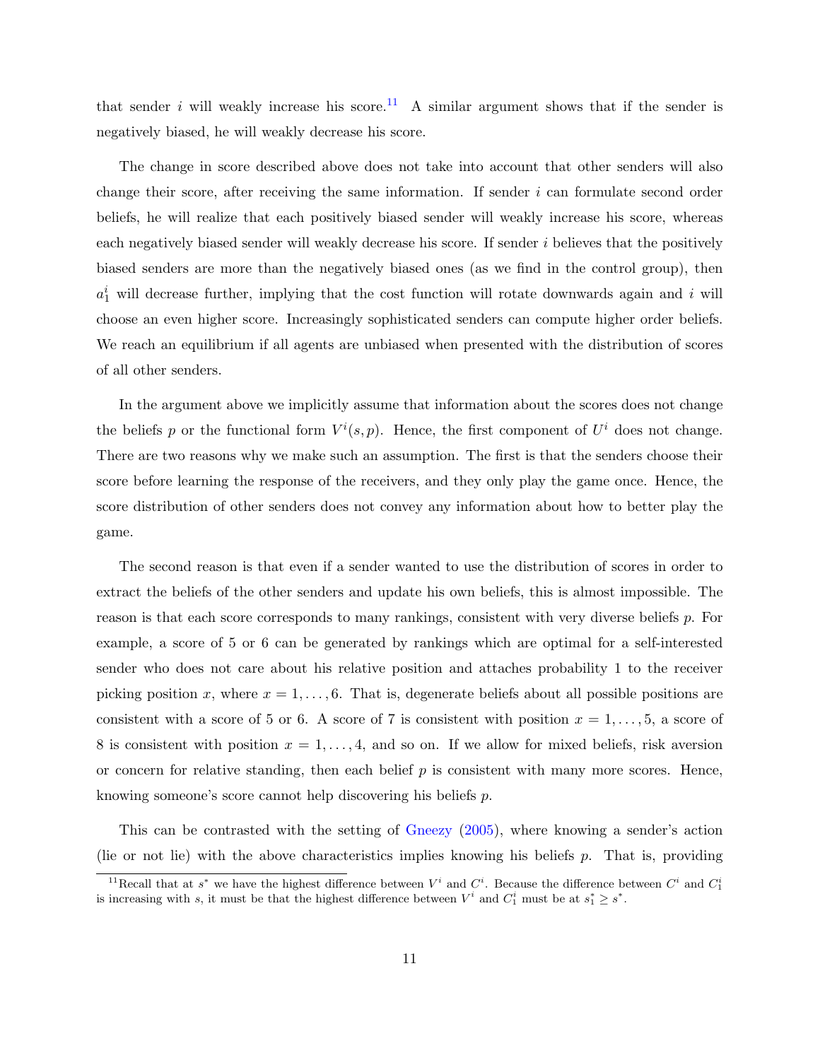that sender $i$ will weakly increase his score.[11] A similar argument shows that if the sender is negatively biased, he will weakly decrease his score.

The change in score described above does not take into account that other senders will also change their score, after receiving the same information. If sender $i$ can formulate second order beliefs, he will realize that each positively biased sender will weakly increase his score, whereas each negatively biased sender will weakly decrease his score. If sender $i$ believes that the positively biased senders are more than the negatively biased ones (as we find in the control group), then $a_1^i$ will decrease further, implying that the cost function will rotate downwards again and $i$ will choose an even higher score. Increasingly sophisticated senders can compute higher order beliefs. We reach an equilibrium if all agents are unbiased when presented with the distribution of scores of all other senders.

In the argument above we implicitly assume that information about the scores does not change the beliefs $p$ or the functional form $V^i(s,p)$. Hence, the first component of $U^i$ does not change. There are two reasons why we make such an assumption. The first is that the senders choose their score before learning the response of the receivers, and they only play the game once. Hence, the score distribution of other senders does not convey any information about how to better play the game.

The second reason is that even if a sender wanted to use the distribution of scores in order to extract the beliefs of the other senders and update his own beliefs, this is almost impossible. The reason is that each score corresponds to many rankings, consistent with very diverse beliefs $p$. For example, a score of 5 or 6 can be generated by rankings which are optimal for a self-interested sender who does not care about his relative position and attaches probability 1 to the receiver picking position $x$, where $x = 1, \ldots, 6$. That is, degenerate beliefs about all possible positions are consistent with a score of 5 or 6. A score of 7 is consistent with position $x = 1, \ldots, 5$, a score of 8 is consistent with position $x = 1, \ldots, 4$, and so on. If we allow for mixed beliefs, risk aversion or concern for relative standing, then each belief $p$ is consistent with many more scores. Hence, knowing someone's score cannot help discovering his beliefs $p$.

This can be contrasted with the setting of Gneezy (2005), where knowing a sender's action (lie or not lie) with the above characteristics implies knowing his beliefs $p$. That is, providing

[11] Recall that at $s^*$ we have the highest difference between $V^i$ and $C^i$. Because the difference between $C^i$ and $C_1^i$ is increasing with $s$, it must be that the highest difference between $V^i$ and $C_1^i$ must be at $s_1^* \geq s^*$.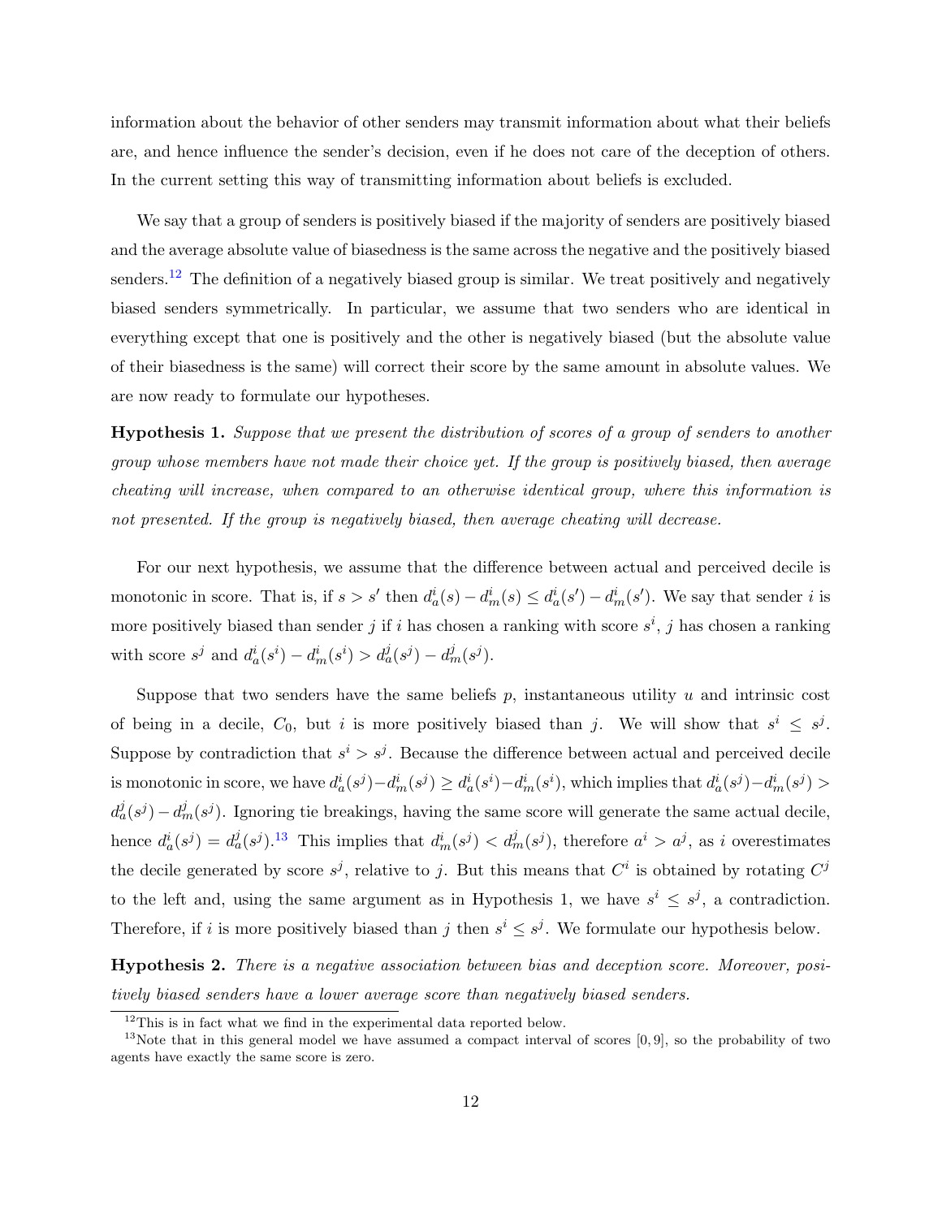information about the behavior of other senders may transmit information about what their beliefs are, and hence influence the sender's decision, even if he does not care of the deception of others. In the current setting this way of transmitting information about beliefs is excluded.

We say that a group of senders is positively biased if the majority of senders are positively biased and the average absolute value of biasedness is the same across the negative and the positively biased senders.[12] The definition of a negatively biased group is similar. We treat positively and negatively biased senders symmetrically. In particular, we assume that two senders who are identical in everything except that one is positively and the other is negatively biased (but the absolute value of their biasedness is the same) will correct their score by the same amount in absolute values. We are now ready to formulate our hypotheses.

**Hypothesis 1.** *Suppose that we present the distribution of scores of a group of senders to another group whose members have not made their choice yet. If the group is positively biased, then average cheating will increase, when compared to an otherwise identical group, where this information is not presented. If the group is negatively biased, then average cheating will decrease.*

For our next hypothesis, we assume that the difference between actual and perceived decile is monotonic in score. That is, if $s > s'$ then $d_a^i(s) - d_m^i(s) \leq d_a^i(s') - d_m^i(s')$. We say that sender $i$ is more positively biased than sender $j$ if $i$ has chosen a ranking with score $s^i$, $j$ has chosen a ranking with score $s^j$ and $d_a^i(s^i) - d_m^i(s^i) > d_a^j(s^j) - d_m^j(s^j)$.

Suppose that two senders have the same beliefs $p$, instantaneous utility $u$ and intrinsic cost of being in a decile, $C_0$, but $i$ is more positively biased than $j$. We will show that $s^i \leq s^j$. Suppose by contradiction that $s^i > s^j$. Because the difference between actual and perceived decile is monotonic in score, we have $d_a^i(s^j) - d_m^i(s^j) \geq d_a^i(s^i) - d_m^i(s^i)$, which implies that $d_a^i(s^j) - d_m^i(s^j) > d_a^j(s^j) - d_m^j(s^j)$. Ignoring tie breakings, having the same score will generate the same actual decile, hence $d_a^i(s^j) = d_a^j(s^j)$.[13] This implies that $d_m^i(s^j) < d_m^j(s^j)$, therefore $a^i > a^j$, as $i$ overestimates the decile generated by score $s^j$, relative to $j$. But this means that $C^i$ is obtained by rotating $C^j$ to the left and, using the same argument as in Hypothesis 1, we have $s^i \leq s^j$, a contradiction. Therefore, if $i$ is more positively biased than $j$ then $s^i \leq s^j$. We formulate our hypothesis below.

**Hypothesis 2.** *There is a negative association between bias and deception score. Moreover, positively biased senders have a lower average score than negatively biased senders.*

[12] This is in fact what we find in the experimental data reported below.

[13] Note that in this general model we have assumed a compact interval of scores $[0, 9]$, so the probability of two agents have exactly the same score is zero.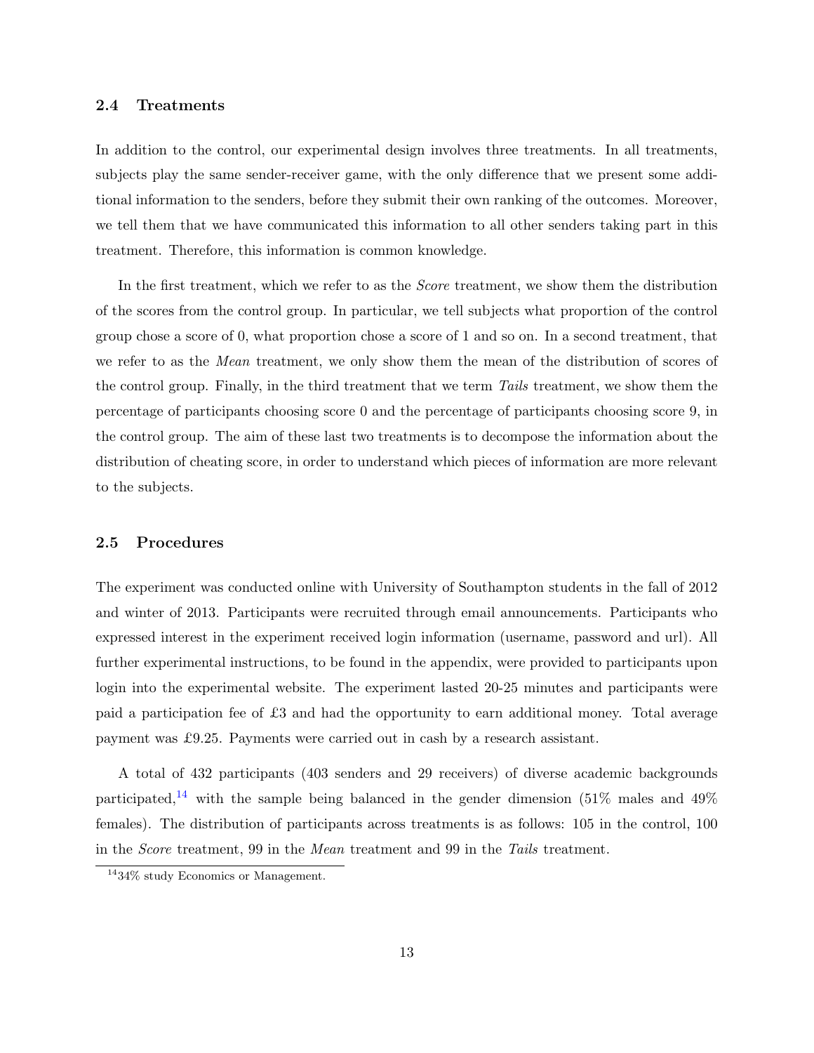### 2.4 Treatments

In addition to the control, our experimental design involves three treatments. In all treatments, subjects play the same sender-receiver game, with the only difference that we present some additional information to the senders, before they submit their own ranking of the outcomes. Moreover, we tell them that we have communicated this information to all other senders taking part in this treatment. Therefore, this information is common knowledge.

In the first treatment, which we refer to as the *Score* treatment, we show them the distribution of the scores from the control group. In particular, we tell subjects what proportion of the control group chose a score of 0, what proportion chose a score of 1 and so on. In a second treatment, that we refer to as the *Mean* treatment, we only show them the mean of the distribution of scores of the control group. Finally, in the third treatment that we term *Tails* treatment, we show them the percentage of participants choosing score 0 and the percentage of participants choosing score 9, in the control group. The aim of these last two treatments is to decompose the information about the distribution of cheating score, in order to understand which pieces of information are more relevant to the subjects.

### 2.5 Procedures

The experiment was conducted online with University of Southampton students in the fall of 2012 and winter of 2013. Participants were recruited through email announcements. Participants who expressed interest in the experiment received login information (username, password and url). All further experimental instructions, to be found in the appendix, were provided to participants upon login into the experimental website. The experiment lasted 20-25 minutes and participants were paid a participation fee of £3 and had the opportunity to earn additional money. Total average payment was £9.25. Payments were carried out in cash by a research assistant.

A total of 432 participants (403 senders and 29 receivers) of diverse academic backgrounds participated,[14] with the sample being balanced in the gender dimension (51% males and 49% females). The distribution of participants across treatments is as follows: 105 in the control, 100 in the *Score* treatment, 99 in the *Mean* treatment and 99 in the *Tails* treatment.

[14] 34% study Economics or Management.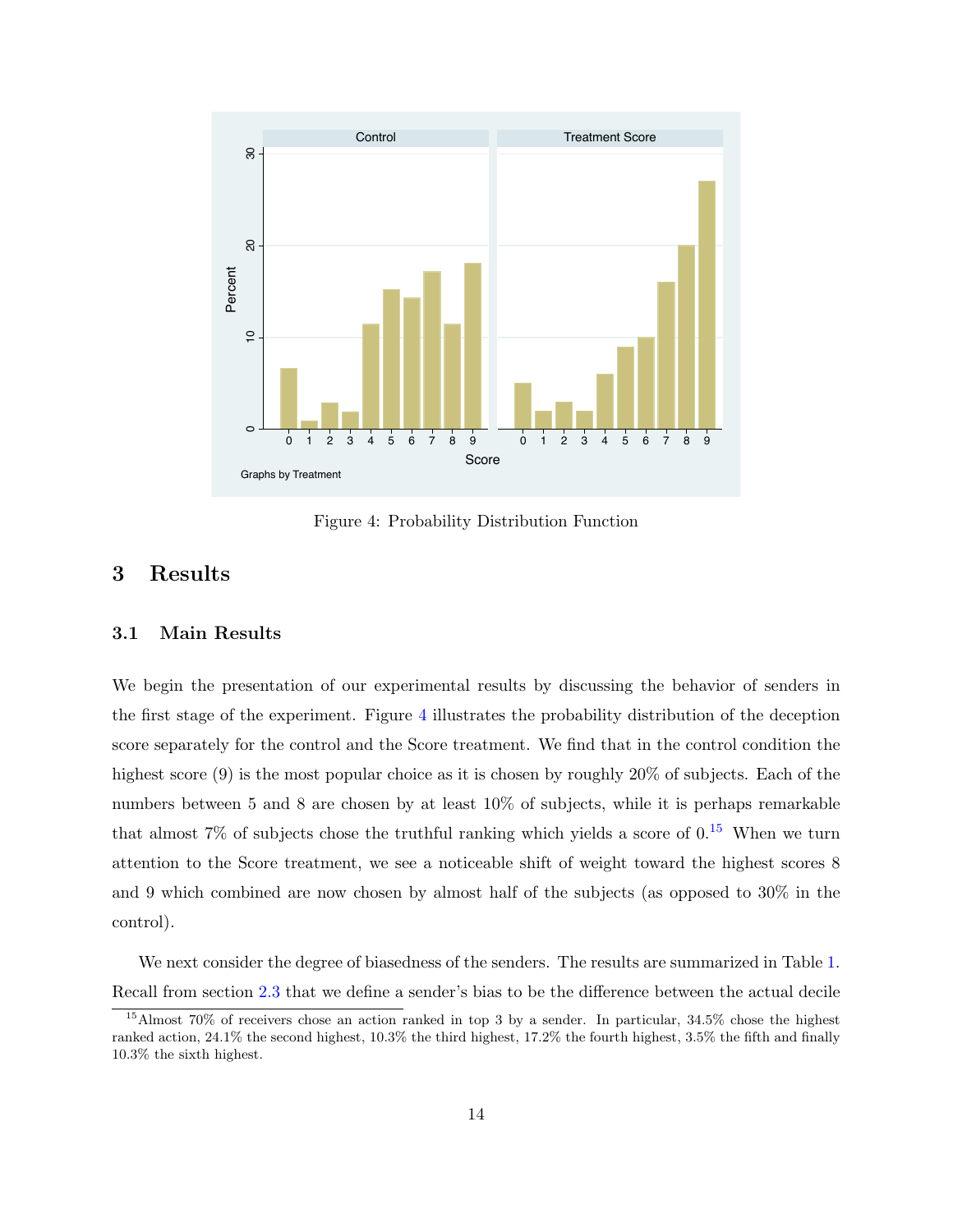Figure 4: Probability Distribution Function

## 3 Results

### 3.1 Main Results

We begin the presentation of our experimental results by discussing the behavior of senders in the first stage of the experiment. Figure 4 illustrates the probability distribution of the deception score separately for the control and the Score treatment. We find that in the control condition the highest score (9) is the most popular choice as it is chosen by roughly 20% of subjects. Each of the numbers between 5 and 8 are chosen by at least 10% of subjects, while it is perhaps remarkable that almost 7% of subjects chose the truthful ranking which yields a score of 0.[15] When we turn attention to the Score treatment, we see a noticeable shift of weight toward the highest scores 8 and 9 which combined are now chosen by almost half of the subjects (as opposed to 30% in the control).

We next consider the degree of biasedness of the senders. The results are summarized in Table 1. Recall from section 2.3 that we define a sender's bias to be the difference between the actual decile

[15] Almost 70% of receivers chose an action ranked in top 3 by a sender. In particular, 34.5% chose the highest ranked action, 24.1% the second highest, 10.3% the third highest, 17.2% the fourth highest, 3.5% the fifth and finally 10.3% the sixth highest.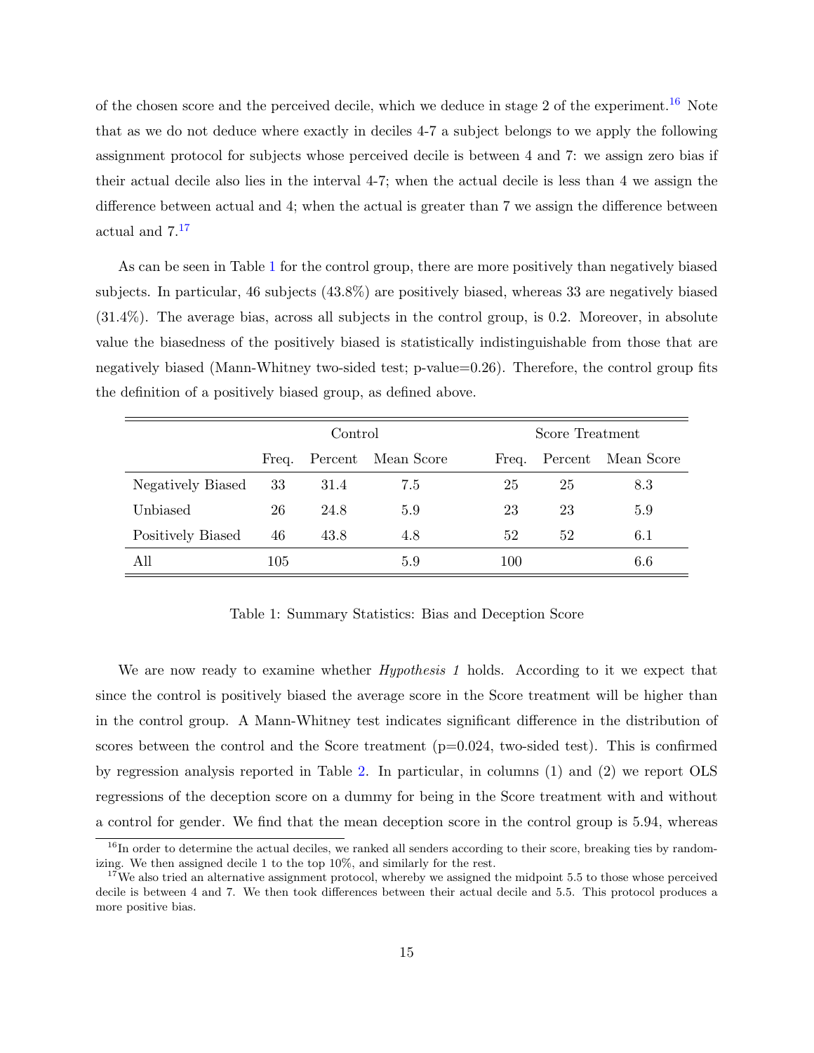of the chosen score and the perceived decile, which we deduce in stage 2 of the experiment.[16] Note that as we do not deduce where exactly in deciles 4-7 a subject belongs to we apply the following assignment protocol for subjects whose perceived decile is between 4 and 7: we assign zero bias if their actual decile also lies in the interval 4-7; when the actual decile is less than 4 we assign the difference between actual and 4; when the actual is greater than 7 we assign the difference between actual and 7.[17]

As can be seen in Table 1 for the control group, there are more positively than negatively biased subjects. In particular, 46 subjects (43.8%) are positively biased, whereas 33 are negatively biased (31.4%). The average bias, across all subjects in the control group, is 0.2. Moreover, in absolute value the biasedness of the positively biased is statistically indistinguishable from those that are negatively biased (Mann-Whitney two-sided test; p-value=0.26). Therefore, the control group fits the definition of a positively biased group, as defined above.

| | Control | | | Score Treatment | | |
|---|---|---|---|---|---|---|
| | Freq. | Percent | Mean Score | Freq. | Percent | Mean Score |
| Negatively Biased | 33 | 31.4 | 7.5 | 25 | 25 | 8.3 |
| Unbiased | 26 | 24.8 | 5.9 | 23 | 23 | 5.9 |
| Positively Biased | 46 | 43.8 | 4.8 | 52 | 52 | 6.1 |
| All | 105 | | 5.9 | 100 | | 6.6 |

Table 1: Summary Statistics: Bias and Deception Score

We are now ready to examine whether *Hypothesis 1* holds. According to it we expect that since the control is positively biased the average score in the Score treatment will be higher than in the control group. A Mann-Whitney test indicates significant difference in the distribution of scores between the control and the Score treatment (p=0.024, two-sided test). This is confirmed by regression analysis reported in Table 2. In particular, in columns (1) and (2) we report OLS regressions of the deception score on a dummy for being in the Score treatment with and without a control for gender. We find that the mean deception score in the control group is 5.94, whereas

[16] In order to determine the actual deciles, we ranked all senders according to their score, breaking ties by randomizing. We then assigned decile 1 to the top 10%, and similarly for the rest.

[17] We also tried an alternative assignment protocol, whereby we assigned the midpoint 5.5 to those whose perceived decile is between 4 and 7. We then took differences between their actual decile and 5.5. This protocol produces a more positive bias.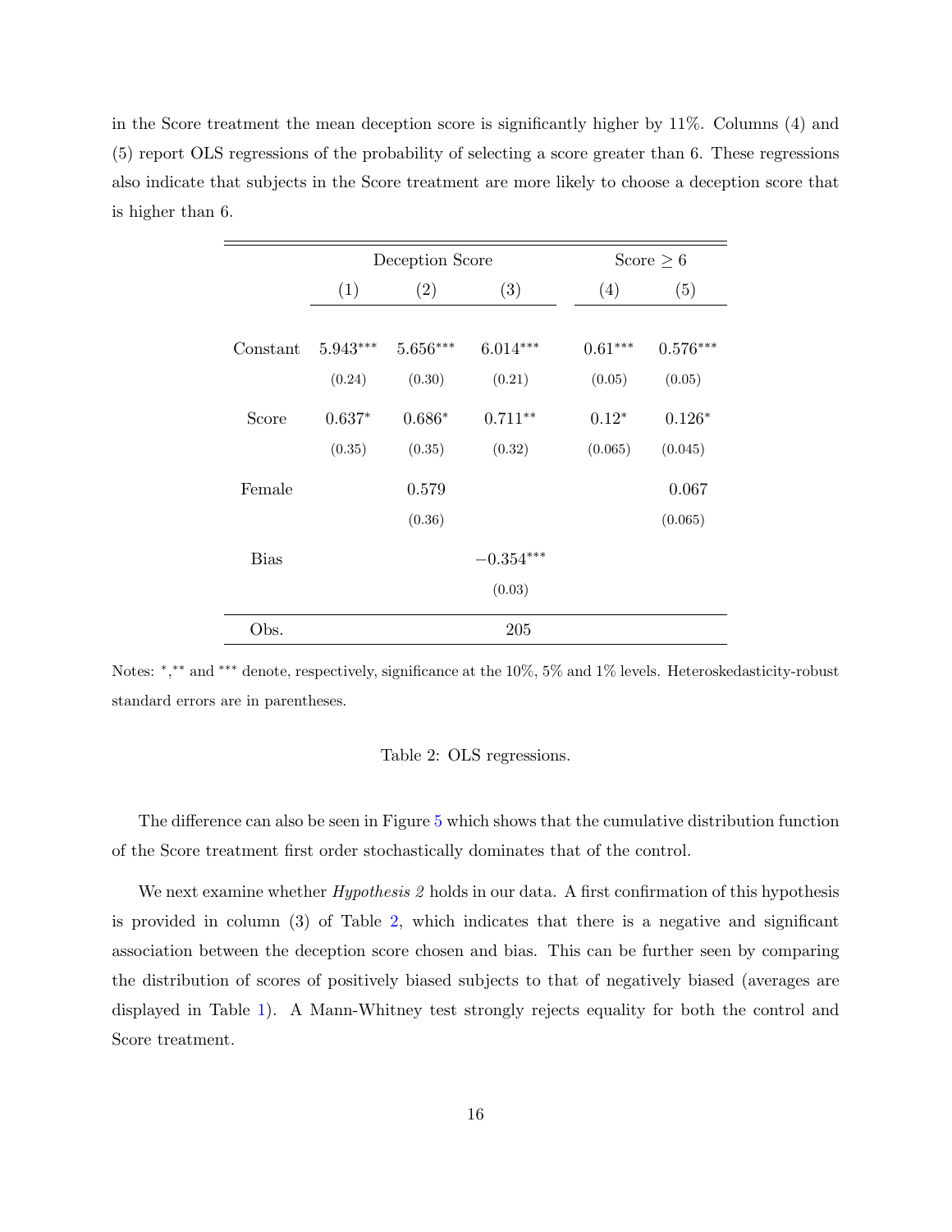in the Score treatment the mean deception score is significantly higher by 11%. Columns (4) and (5) report OLS regressions of the probability of selecting a score greater than 6. These regressions also indicate that subjects in the Score treatment are more likely to choose a deception score that is higher than 6.

| | Deception Score | | | Score $\geq 6$ | |
|---|---|---|---|---|---|
| | (1) | (2) | (3) | (4) | (5) |
| Constant | $5.943^{***}$ | $5.656^{***}$ | $6.014^{***}$ | $0.61^{***}$ | $0.576^{***}$ |
| | (0.24) | (0.30) | (0.21) | (0.05) | (0.05) |
| Score | $0.637^{*}$ | $0.686^{*}$ | $0.711^{**}$ | $0.12^{*}$ | $0.126^{*}$ |
| | (0.35) | (0.35) | (0.32) | (0.065) | (0.045) |
| Female | | 0.579 | | | 0.067 |
| | | (0.36) | | | (0.065) |
| Bias | | | $-0.354^{***}$ | | |
| | | | (0.03) | | |
| Obs. | | | 205 | | |

Notes: $^{*}$,$^{**}$ and $^{***}$ denote, respectively, significance at the 10%, 5% and 1% levels. Heteroskedasticity-robust standard errors are in parentheses.

Table 2: OLS regressions.

The difference can also be seen in Figure 5 which shows that the cumulative distribution function of the Score treatment first order stochastically dominates that of the control.

We next examine whether *Hypothesis 2* holds in our data. A first confirmation of this hypothesis is provided in column (3) of Table 2, which indicates that there is a negative and significant association between the deception score chosen and bias. This can be further seen by comparing the distribution of scores of positively biased subjects to that of negatively biased (averages are displayed in Table 1). A Mann-Whitney test strongly rejects equality for both the control and Score treatment.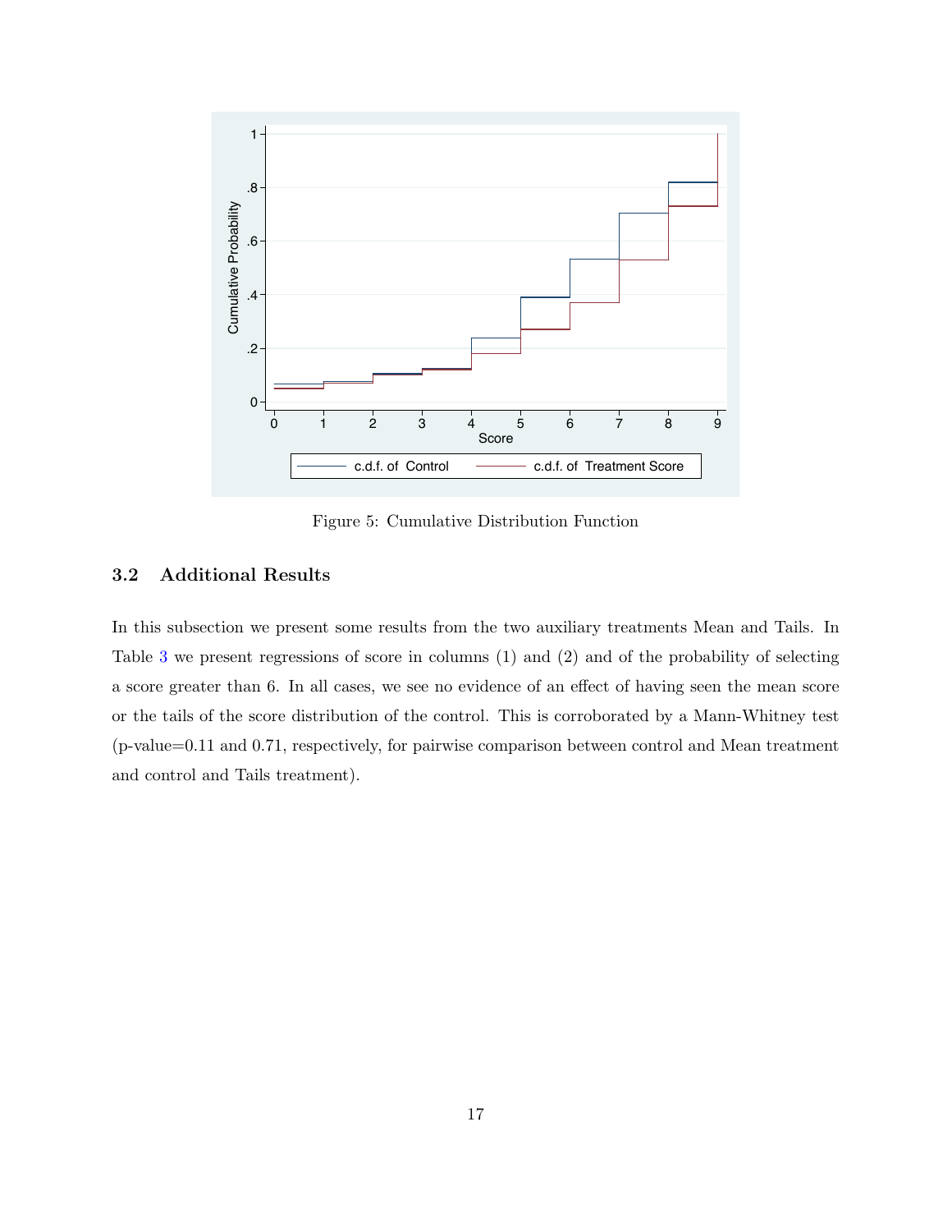Figure 5: Cumulative Distribution Function

### 3.2 Additional Results

In this subsection we present some results from the two auxiliary treatments Mean and Tails. In Table 3 we present regressions of score in columns (1) and (2) and of the probability of selecting a score greater than 6. In all cases, we see no evidence of an effect of having seen the mean score or the tails of the score distribution of the control. This is corroborated by a Mann-Whitney test (p-value=0.11 and 0.71, respectively, for pairwise comparison between control and Mean treatment and control and Tails treatment).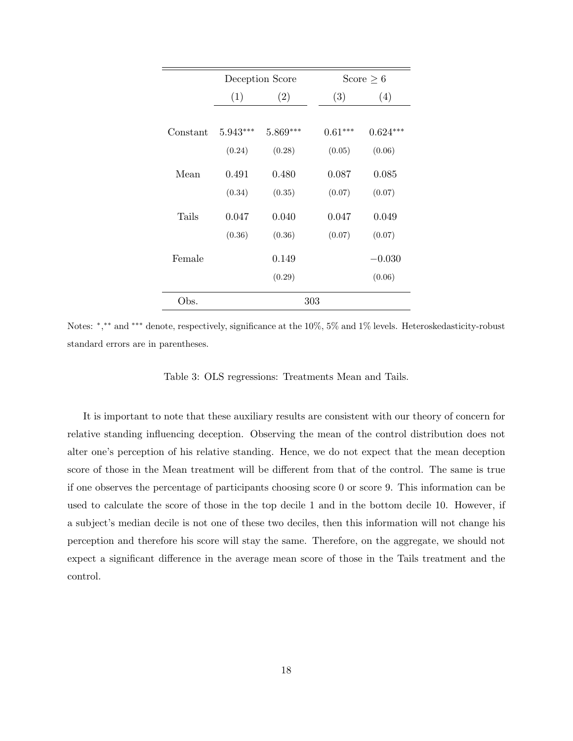| | Deception Score | | Score $\geq 6$ | |
|---|---|---|---|---|
| | (1) | (2) | (3) | (4) |
| Constant | $5.943^{***}$ | $5.869^{***}$ | $0.61^{***}$ | $0.624^{***}$ |
| | (0.24) | (0.28) | (0.05) | (0.06) |
| Mean | 0.491 | 0.480 | 0.087 | 0.085 |
| | (0.34) | (0.35) | (0.07) | (0.07) |
| Tails | 0.047 | 0.040 | 0.047 | 0.049 |
| | (0.36) | (0.36) | (0.07) | (0.07) |
| Female | | 0.149 | | $-0.030$ |
| | | (0.29) | | (0.06) |
| Obs. | 303 | | | |

Notes: $^{*}$,$^{**}$ and $^{***}$ denote, respectively, significance at the 10%, 5% and 1% levels. Heteroskedasticity-robust standard errors are in parentheses.

Table 3: OLS regressions: Treatments Mean and Tails.

It is important to note that these auxiliary results are consistent with our theory of concern for relative standing influencing deception. Observing the mean of the control distribution does not alter one's perception of his relative standing. Hence, we do not expect that the mean deception score of those in the Mean treatment will be different from that of the control. The same is true if one observes the percentage of participants choosing score 0 or score 9. This information can be used to calculate the score of those in the top decile 1 and in the bottom decile 10. However, if a subject's median decile is not one of these two deciles, then this information will not change his perception and therefore his score will stay the same. Therefore, on the aggregate, we should not expect a significant difference in the average mean score of those in the Tails treatment and the control.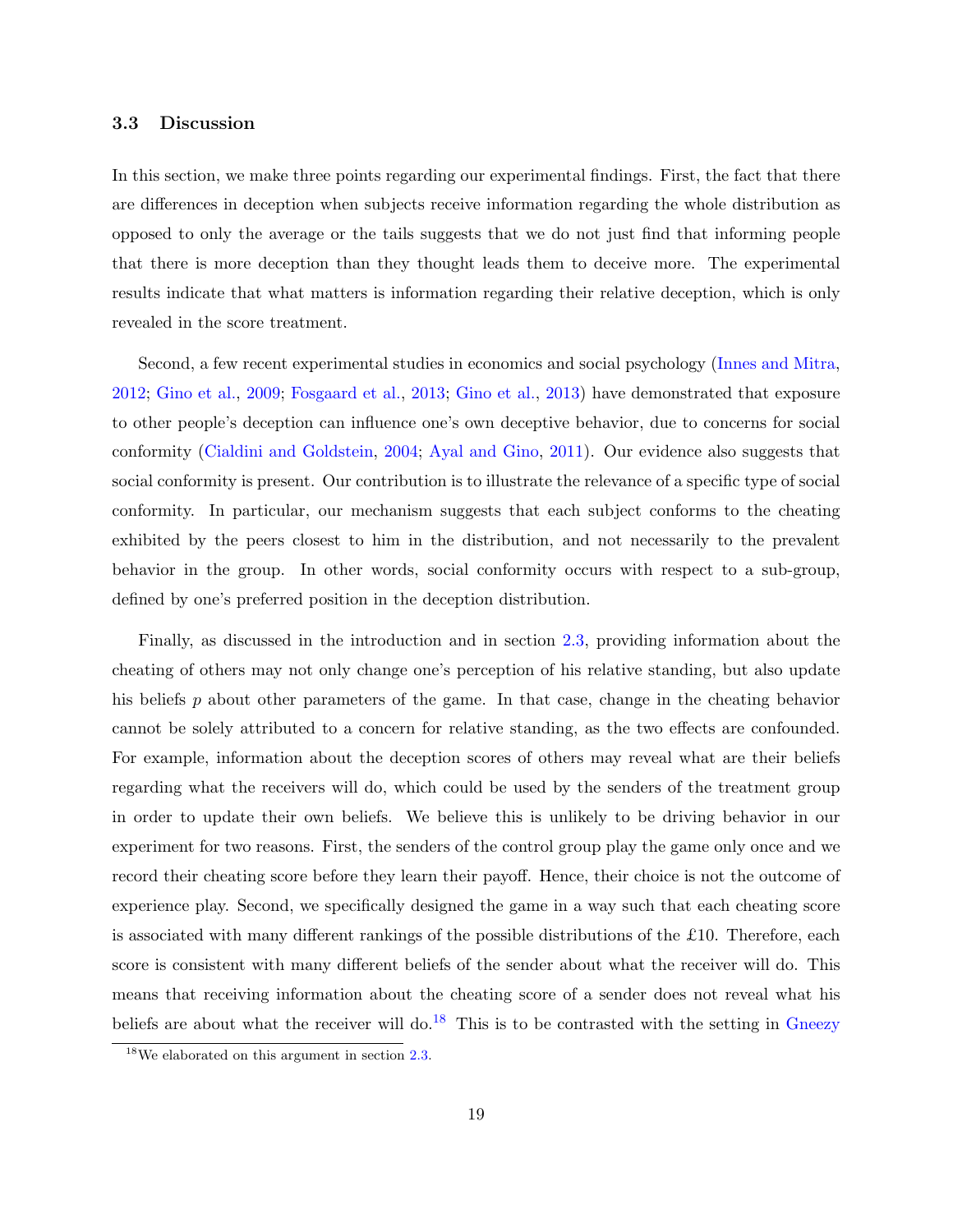### 3.3 Discussion

In this section, we make three points regarding our experimental findings. First, the fact that there are differences in deception when subjects receive information regarding the whole distribution as opposed to only the average or the tails suggests that we do not just find that informing people that there is more deception than they thought leads them to deceive more. The experimental results indicate that what matters is information regarding their relative deception, which is only revealed in the score treatment.

Second, a few recent experimental studies in economics and social psychology (Innes and Mitra, 2012; Gino et al., 2009; Fosgaard et al., 2013; Gino et al., 2013) have demonstrated that exposure to other people's deception can influence one's own deceptive behavior, due to concerns for social conformity (Cialdini and Goldstein, 2004; Ayal and Gino, 2011). Our evidence also suggests that social conformity is present. Our contribution is to illustrate the relevance of a specific type of social conformity. In particular, our mechanism suggests that each subject conforms to the cheating exhibited by the peers closest to him in the distribution, and not necessarily to the prevalent behavior in the group. In other words, social conformity occurs with respect to a sub-group, defined by one's preferred position in the deception distribution.

Finally, as discussed in the introduction and in section 2.3, providing information about the cheating of others may not only change one's perception of his relative standing, but also update his beliefs $p$ about other parameters of the game. In that case, change in the cheating behavior cannot be solely attributed to a concern for relative standing, as the two effects are confounded. For example, information about the deception scores of others may reveal what are their beliefs regarding what the receivers will do, which could be used by the senders of the treatment group in order to update their own beliefs. We believe this is unlikely to be driving behavior in our experiment for two reasons. First, the senders of the control group play the game only once and we record their cheating score before they learn their payoff. Hence, their choice is not the outcome of experience play. Second, we specifically designed the game in a way such that each cheating score is associated with many different rankings of the possible distributions of the £10. Therefore, each score is consistent with many different beliefs of the sender about what the receiver will do. This means that receiving information about the cheating score of a sender does not reveal what his beliefs are about what the receiver will do.[18] This is to be contrasted with the setting in Gneezy

[18] We elaborated on this argument in section 2.3.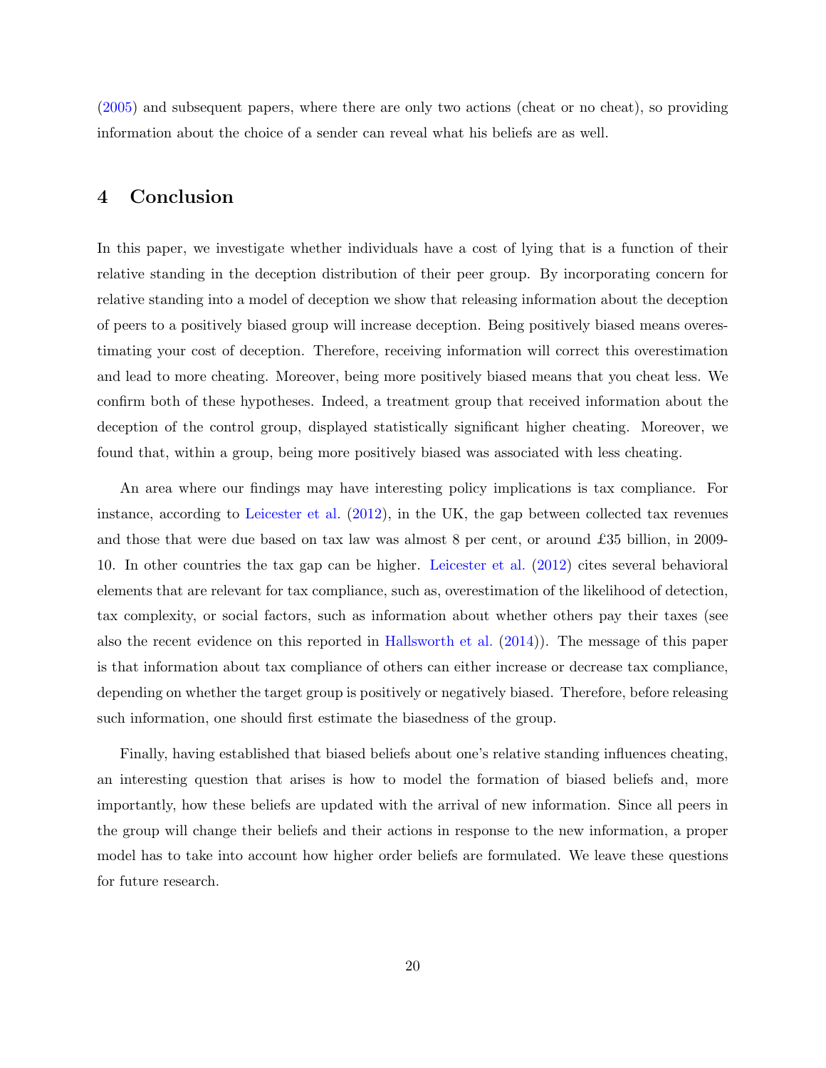(2005) and subsequent papers, where there are only two actions (cheat or no cheat), so providing information about the choice of a sender can reveal what his beliefs are as well.

# 4 Conclusion

In this paper, we investigate whether individuals have a cost of lying that is a function of their relative standing in the deception distribution of their peer group. By incorporating concern for relative standing into a model of deception we show that releasing information about the deception of peers to a positively biased group will increase deception. Being positively biased means overestimating your cost of deception. Therefore, receiving information will correct this overestimation and lead to more cheating. Moreover, being more positively biased means that you cheat less. We confirm both of these hypotheses. Indeed, a treatment group that received information about the deception of the control group, displayed statistically significant higher cheating. Moreover, we found that, within a group, being more positively biased was associated with less cheating.

An area where our findings may have interesting policy implications is tax compliance. For instance, according to Leicester et al. (2012), in the UK, the gap between collected tax revenues and those that were due based on tax law was almost 8 per cent, or around £35 billion, in 2009-10. In other countries the tax gap can be higher. Leicester et al. (2012) cites several behavioral elements that are relevant for tax compliance, such as, overestimation of the likelihood of detection, tax complexity, or social factors, such as information about whether others pay their taxes (see also the recent evidence on this reported in Hallsworth et al. (2014)). The message of this paper is that information about tax compliance of others can either increase or decrease tax compliance, depending on whether the target group is positively or negatively biased. Therefore, before releasing such information, one should first estimate the biasedness of the group.

Finally, having established that biased beliefs about one's relative standing influences cheating, an interesting question that arises is how to model the formation of biased beliefs and, more importantly, how these beliefs are updated with the arrival of new information. Since all peers in the group will change their beliefs and their actions in response to the new information, a proper model has to take into account how higher order beliefs are formulated. We leave these questions for future research.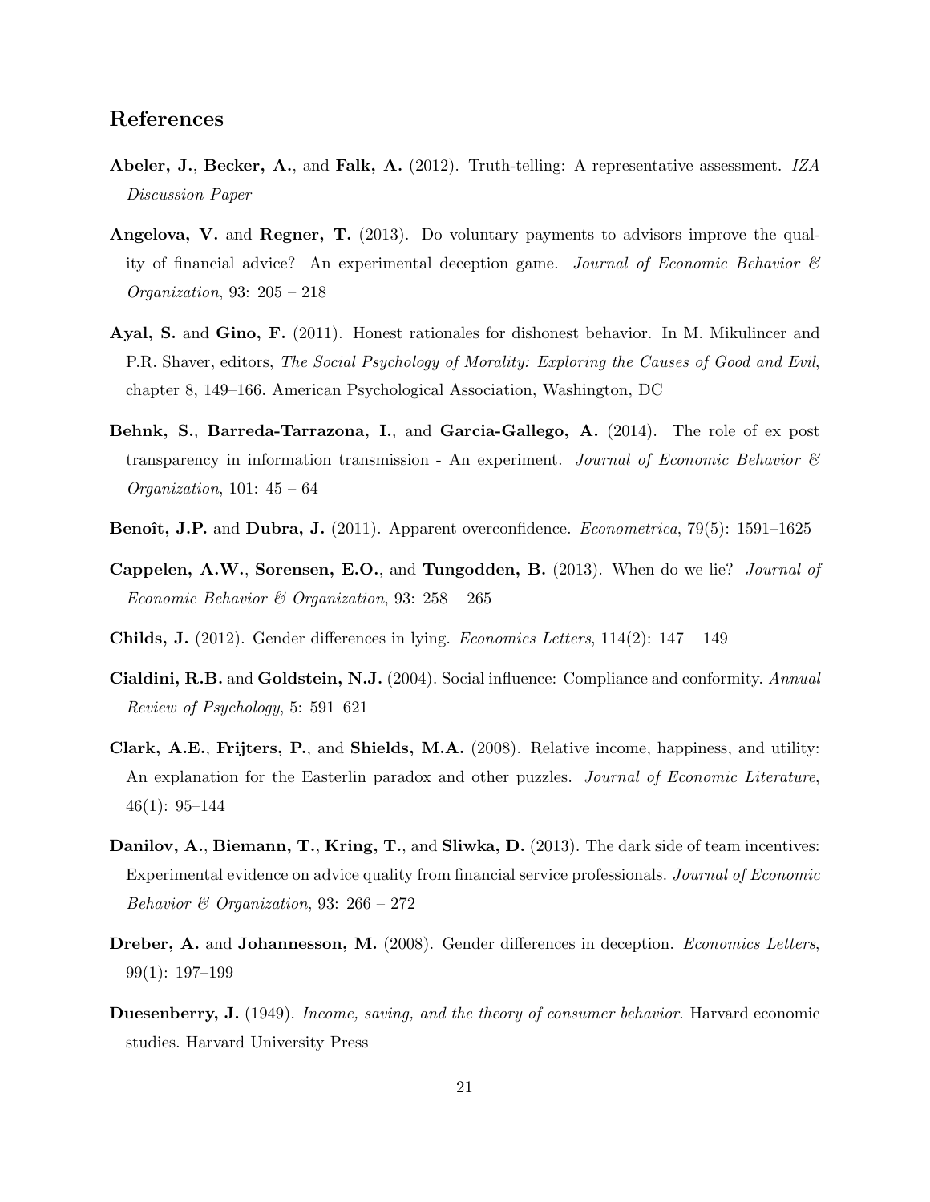## References

**Abeler, J.**, **Becker, A.**, and **Falk, A.** (2012). Truth-telling: A representative assessment. *IZA Discussion Paper*

**Angelova, V.** and **Regner, T.** (2013). Do voluntary payments to advisors improve the quality of financial advice? An experimental deception game. *Journal of Economic Behavior & Organization*, 93: 205 – 218

**Ayal, S.** and **Gino, F.** (2011). Honest rationales for dishonest behavior. In M. Mikulincer and P.R. Shaver, editors, *The Social Psychology of Morality: Exploring the Causes of Good and Evil*, chapter 8, 149–166. American Psychological Association, Washington, DC

**Behnk, S.**, **Barreda-Tarrazona, I.**, and **Garcia-Gallego, A.** (2014). The role of ex post transparency in information transmission - An experiment. *Journal of Economic Behavior & Organization*, 101: 45 – 64

**Benoît, J.P.** and **Dubra, J.** (2011). Apparent overconfidence. *Econometrica*, 79(5): 1591–1625

**Cappelen, A.W.**, **Sorensen, E.O.**, and **Tungodden, B.** (2013). When do we lie? *Journal of Economic Behavior & Organization*, 93: 258 – 265

**Childs, J.** (2012). Gender differences in lying. *Economics Letters*, 114(2): 147 – 149

**Cialdini, R.B.** and **Goldstein, N.J.** (2004). Social influence: Compliance and conformity. *Annual Review of Psychology*, 5: 591–621

**Clark, A.E.**, **Frijters, P.**, and **Shields, M.A.** (2008). Relative income, happiness, and utility: An explanation for the Easterlin paradox and other puzzles. *Journal of Economic Literature*, 46(1): 95–144

**Danilov, A.**, **Biemann, T.**, **Kring, T.**, and **Sliwka, D.** (2013). The dark side of team incentives: Experimental evidence on advice quality from financial service professionals. *Journal of Economic Behavior & Organization*, 93: 266 – 272

**Dreber, A.** and **Johannesson, M.** (2008). Gender differences in deception. *Economics Letters*, 99(1): 197–199

**Duesenberry, J.** (1949). *Income, saving, and the theory of consumer behavior*. Harvard economic studies. Harvard University Press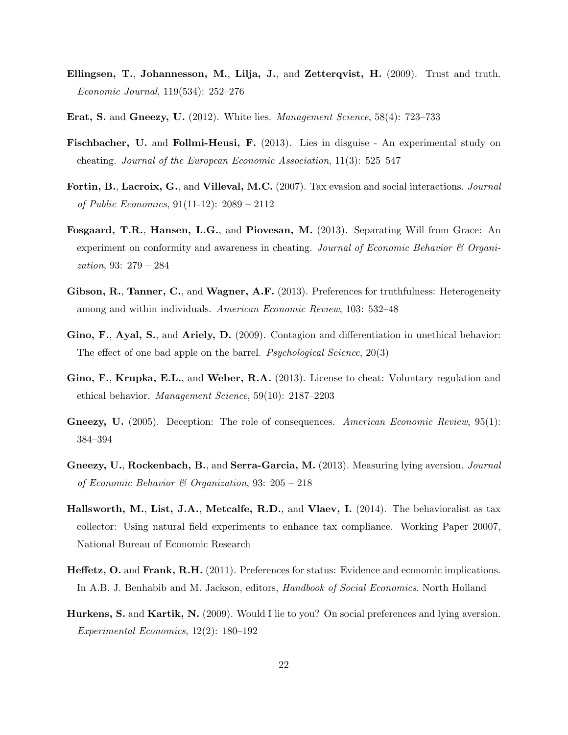**Ellingsen, T.**, **Johannesson, M.**, **Lilja, J.**, and **Zetterqvist, H.** (2009). Trust and truth. *Economic Journal*, 119(534): 252–276

**Erat, S.** and **Gneezy, U.** (2012). White lies. *Management Science*, 58(4): 723–733

**Fischbacher, U.** and **Follmi-Heusi, F.** (2013). Lies in disguise - An experimental study on cheating. *Journal of the European Economic Association*, 11(3): 525–547

**Fortin, B.**, **Lacroix, G.**, and **Villeval, M.C.** (2007). Tax evasion and social interactions. *Journal of Public Economics*, 91(11-12): 2089 – 2112

**Fosgaard, T.R.**, **Hansen, L.G.**, and **Piovesan, M.** (2013). Separating Will from Grace: An experiment on conformity and awareness in cheating. *Journal of Economic Behavior & Organization*, 93: 279 – 284

**Gibson, R.**, **Tanner, C.**, and **Wagner, A.F.** (2013). Preferences for truthfulness: Heterogeneity among and within individuals. *American Economic Review*, 103: 532–48

**Gino, F.**, **Ayal, S.**, and **Ariely, D.** (2009). Contagion and differentiation in unethical behavior: The effect of one bad apple on the barrel. *Psychological Science*, 20(3)

**Gino, F.**, **Krupka, E.L.**, and **Weber, R.A.** (2013). License to cheat: Voluntary regulation and ethical behavior. *Management Science*, 59(10): 2187–2203

**Gneezy, U.** (2005). Deception: The role of consequences. *American Economic Review*, 95(1): 384–394

**Gneezy, U.**, **Rockenbach, B.**, and **Serra-Garcia, M.** (2013). Measuring lying aversion. *Journal of Economic Behavior & Organization*, 93: 205 – 218

**Hallsworth, M.**, **List, J.A.**, **Metcalfe, R.D.**, and **Vlaev, I.** (2014). The behavioralist as tax collector: Using natural field experiments to enhance tax compliance. Working Paper 20007, National Bureau of Economic Research

**Heffetz, O.** and **Frank, R.H.** (2011). Preferences for status: Evidence and economic implications. In A.B. J. Benhabib and M. Jackson, editors, *Handbook of Social Economics*. North Holland

**Hurkens, S.** and **Kartik, N.** (2009). Would I lie to you? On social preferences and lying aversion. *Experimental Economics*, 12(2): 180–192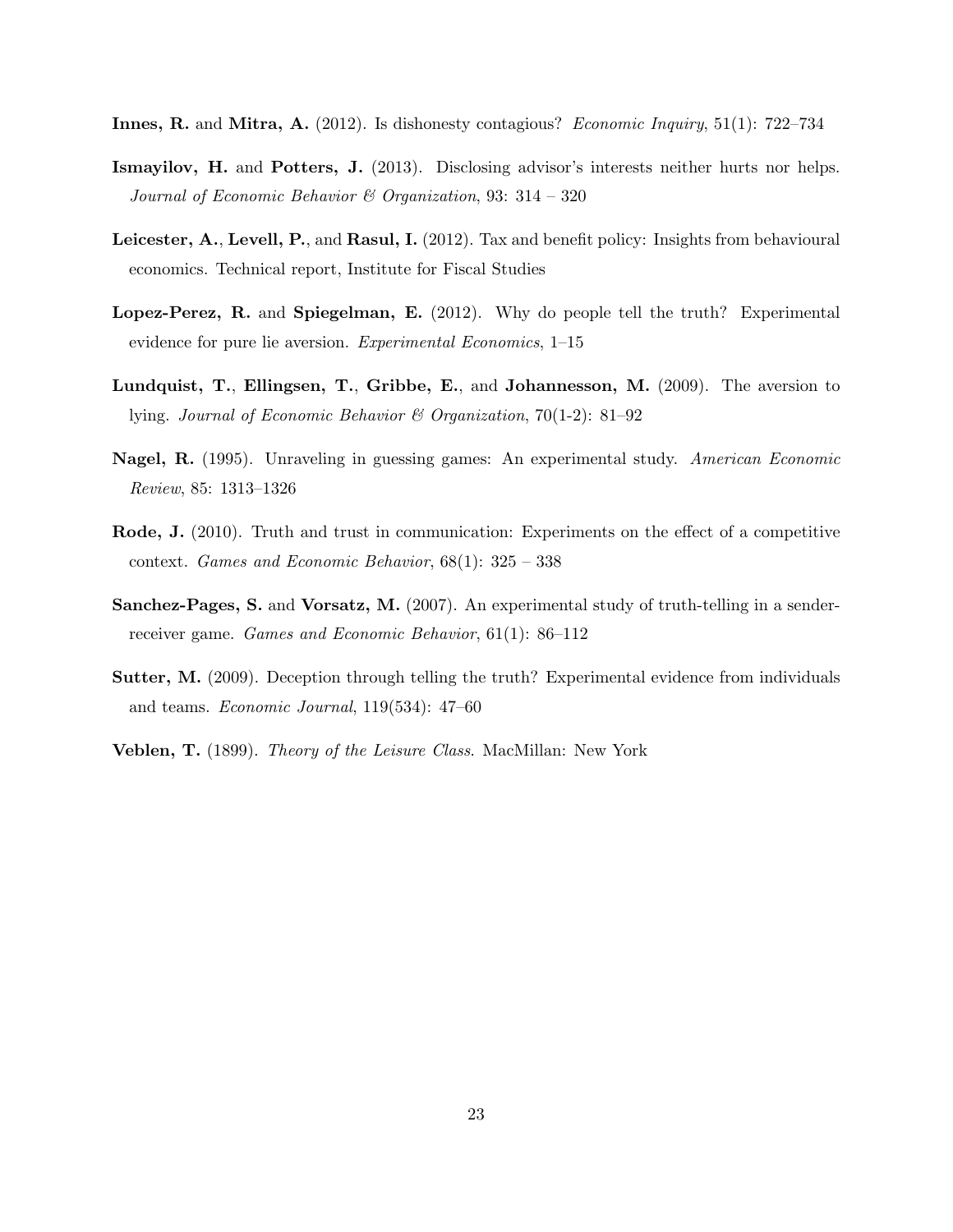**Innes, R.** and **Mitra, A.** (2012). Is dishonesty contagious? *Economic Inquiry*, 51(1): 722–734

**Ismayilov, H.** and **Potters, J.** (2013). Disclosing advisor's interests neither hurts nor helps. *Journal of Economic Behavior & Organization*, 93: 314 – 320

**Leicester, A.**, **Levell, P.**, and **Rasul, I.** (2012). Tax and benefit policy: Insights from behavioural economics. Technical report, Institute for Fiscal Studies

**Lopez-Perez, R.** and **Spiegelman, E.** (2012). Why do people tell the truth? Experimental evidence for pure lie aversion. *Experimental Economics*, 1–15

**Lundquist, T.**, **Ellingsen, T.**, **Gribbe, E.**, and **Johannesson, M.** (2009). The aversion to lying. *Journal of Economic Behavior & Organization*, 70(1-2): 81–92

**Nagel, R.** (1995). Unraveling in guessing games: An experimental study. *American Economic Review*, 85: 1313–1326

**Rode, J.** (2010). Truth and trust in communication: Experiments on the effect of a competitive context. *Games and Economic Behavior*, 68(1): 325 – 338

**Sanchez-Pages, S.** and **Vorsatz, M.** (2007). An experimental study of truth-telling in a sender-receiver game. *Games and Economic Behavior*, 61(1): 86–112

**Sutter, M.** (2009). Deception through telling the truth? Experimental evidence from individuals and teams. *Economic Journal*, 119(534): 47–60

**Veblen, T.** (1899). *Theory of the Leisure Class*. MacMillan: New York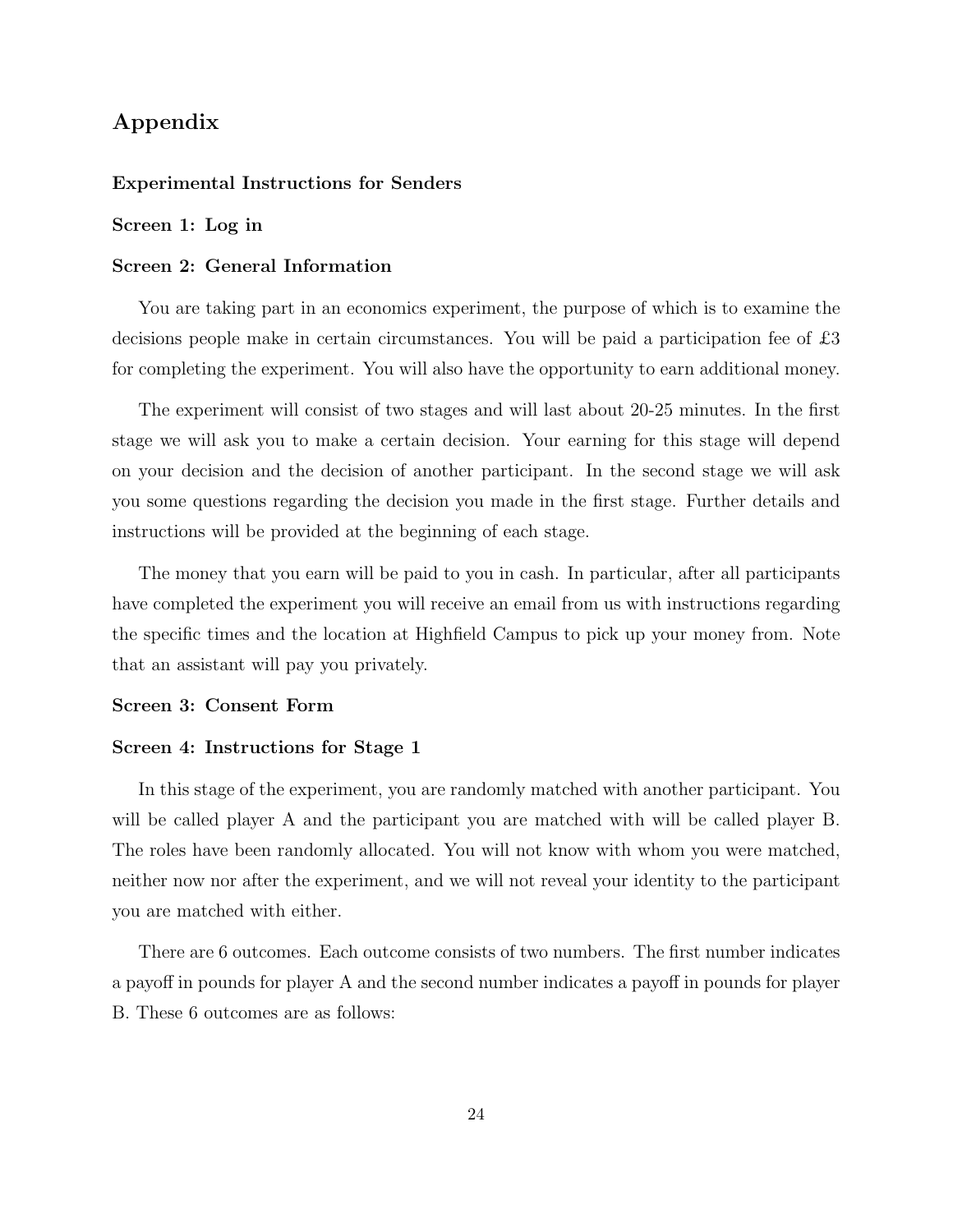## Appendix

**Experimental Instructions for Senders**

**Screen 1: Log in**

**Screen 2: General Information**

You are taking part in an economics experiment, the purpose of which is to examine the decisions people make in certain circumstances. You will be paid a participation fee of £3 for completing the experiment. You will also have the opportunity to earn additional money.

The experiment will consist of two stages and will last about 20-25 minutes. In the first stage we will ask you to make a certain decision. Your earning for this stage will depend on your decision and the decision of another participant. In the second stage we will ask you some questions regarding the decision you made in the first stage. Further details and instructions will be provided at the beginning of each stage.

The money that you earn will be paid to you in cash. In particular, after all participants have completed the experiment you will receive an email from us with instructions regarding the specific times and the location at Highfield Campus to pick up your money from. Note that an assistant will pay you privately.

**Screen 3: Consent Form**

**Screen 4: Instructions for Stage 1**

In this stage of the experiment, you are randomly matched with another participant. You will be called player A and the participant you are matched with will be called player B. The roles have been randomly allocated. You will not know with whom you were matched, neither now nor after the experiment, and we will not reveal your identity to the participant you are matched with either.

There are 6 outcomes. Each outcome consists of two numbers. The first number indicates a payoff in pounds for player A and the second number indicates a payoff in pounds for player B. These 6 outcomes are as follows: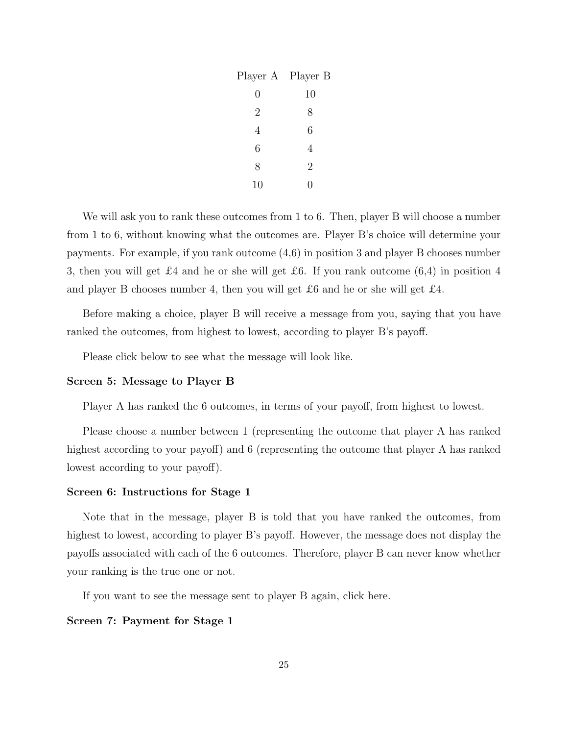| Player A | Player B |
|---|---|
| 0 | 10 |
| 2 | 8 |
| 4 | 6 |
| 6 | 4 |
| 8 | 2 |
| 10 | 0 |

We will ask you to rank these outcomes from 1 to 6. Then, player B will choose a number from 1 to 6, without knowing what the outcomes are. Player B's choice will determine your payments. For example, if you rank outcome (4,6) in position 3 and player B chooses number 3, then you will get £4 and he or she will get £6. If you rank outcome (6,4) in position 4 and player B chooses number 4, then you will get £6 and he or she will get £4.

Before making a choice, player B will receive a message from you, saying that you have ranked the outcomes, from highest to lowest, according to player B's payoff.

Please click below to see what the message will look like.

**Screen 5: Message to Player B**

Player A has ranked the 6 outcomes, in terms of your payoff, from highest to lowest.

Please choose a number between 1 (representing the outcome that player A has ranked highest according to your payoff) and 6 (representing the outcome that player A has ranked lowest according to your payoff).

**Screen 6: Instructions for Stage 1**

Note that in the message, player B is told that you have ranked the outcomes, from highest to lowest, according to player B's payoff. However, the message does not display the payoffs associated with each of the 6 outcomes. Therefore, player B can never know whether your ranking is the true one or not.

If you want to see the message sent to player B again, click here.

**Screen 7: Payment for Stage 1**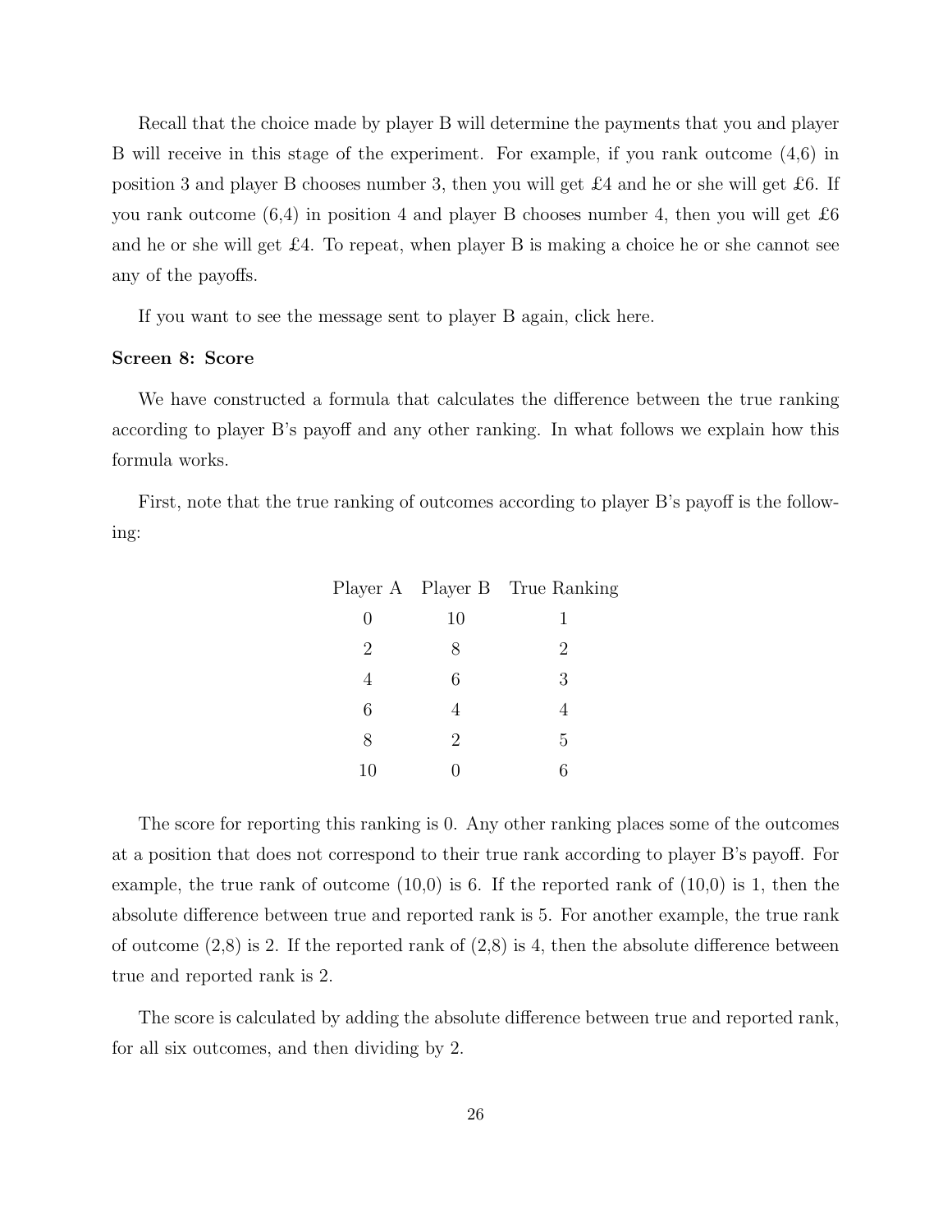Recall that the choice made by player B will determine the payments that you and player B will receive in this stage of the experiment. For example, if you rank outcome (4,6) in position 3 and player B chooses number 3, then you will get £4 and he or she will get £6. If you rank outcome (6,4) in position 4 and player B chooses number 4, then you will get £6 and he or she will get £4. To repeat, when player B is making a choice he or she cannot see any of the payoffs.

If you want to see the message sent to player B again, click here.

**Screen 8: Score**

We have constructed a formula that calculates the difference between the true ranking according to player B's payoff and any other ranking. In what follows we explain how this formula works.

First, note that the true ranking of outcomes according to player B's payoff is the following:

| Player A | Player B | True Ranking |
|---|---|---|
| 0 | 10 | 1 |
| 2 | 8 | 2 |
| 4 | 6 | 3 |
| 6 | 4 | 4 |
| 8 | 2 | 5 |
| 10 | 0 | 6 |

The score for reporting this ranking is 0. Any other ranking places some of the outcomes at a position that does not correspond to their true rank according to player B's payoff. For example, the true rank of outcome (10,0) is 6. If the reported rank of (10,0) is 1, then the absolute difference between true and reported rank is 5. For another example, the true rank of outcome (2,8) is 2. If the reported rank of (2,8) is 4, then the absolute difference between true and reported rank is 2.

The score is calculated by adding the absolute difference between true and reported rank, for all six outcomes, and then dividing by 2.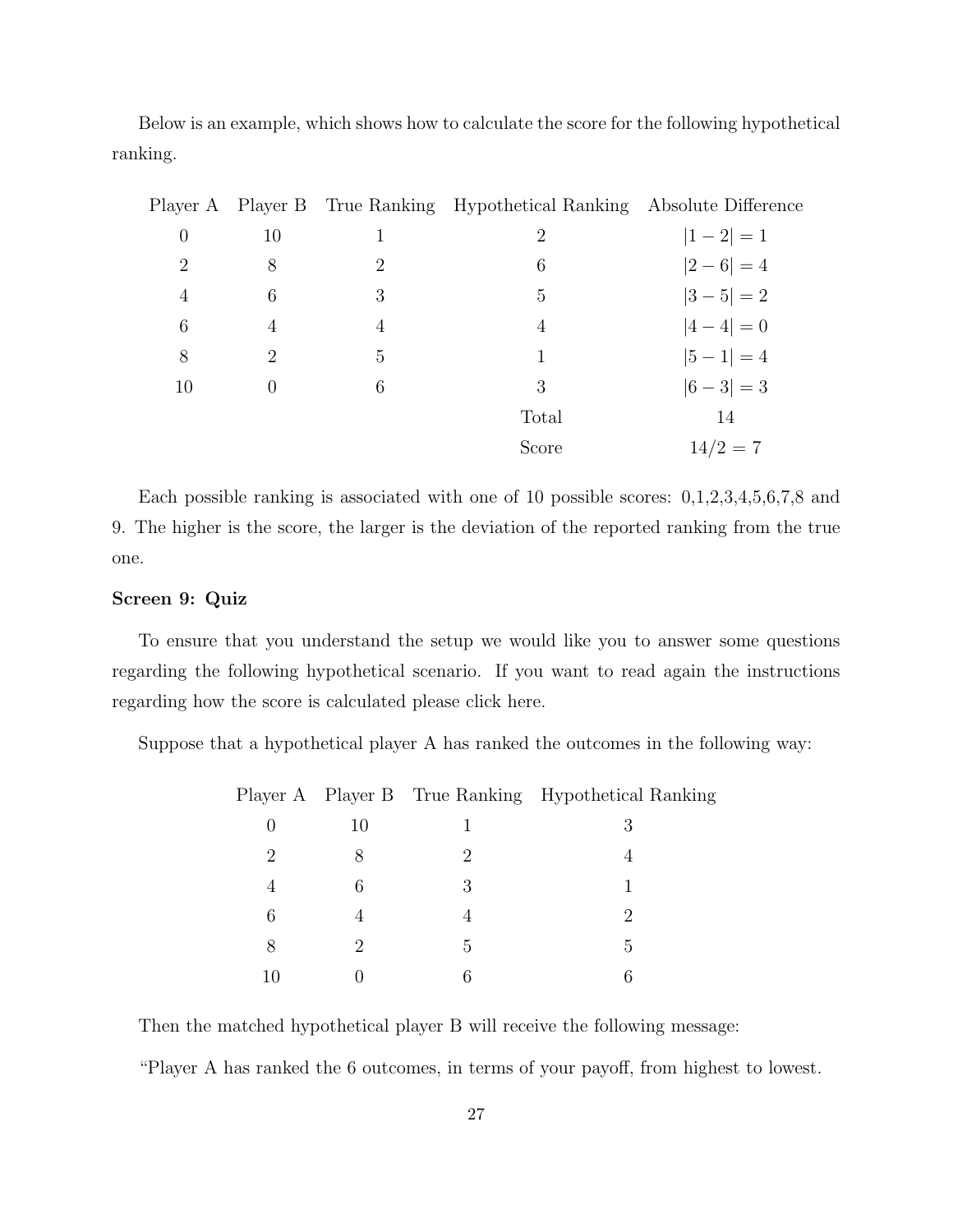Below is an example, which shows how to calculate the score for the following hypothetical ranking.

| Player A | Player B | True Ranking | Hypothetical Ranking | Absolute Difference |
|---|---|---|---|---|
| 0 | 10 | 1 | 2 | $\lvert 1-2\rvert = 1$ |
| 2 | 8 | 2 | 6 | $\lvert 2-6\rvert = 4$ |
| 4 | 6 | 3 | 5 | $\lvert 3-5\rvert = 2$ |
| 6 | 4 | 4 | 4 | $\lvert 4-4\rvert = 0$ |
| 8 | 2 | 5 | 1 | $\lvert 5-1\rvert = 4$ |
| 10 | 0 | 6 | 3 | $\lvert 6-3\rvert = 3$ |
| | | | Total | 14 |
| | | | Score | $14/2 = 7$ |

Each possible ranking is associated with one of 10 possible scores: 0,1,2,3,4,5,6,7,8 and 9. The higher is the score, the larger is the deviation of the reported ranking from the true one.

**Screen 9: Quiz**

To ensure that you understand the setup we would like you to answer some questions regarding the following hypothetical scenario. If you want to read again the instructions regarding how the score is calculated please click here.

Suppose that a hypothetical player A has ranked the outcomes in the following way:

| Player A | Player B | True Ranking | Hypothetical Ranking |
|---|---|---|---|
| 0 | 10 | 1 | 3 |
| 2 | 8 | 2 | 4 |
| 4 | 6 | 3 | 1 |
| 6 | 4 | 4 | 2 |
| 8 | 2 | 5 | 5 |
| 10 | 0 | 6 | 6 |

Then the matched hypothetical player B will receive the following message:

"Player A has ranked the 6 outcomes, in terms of your payoff, from highest to lowest.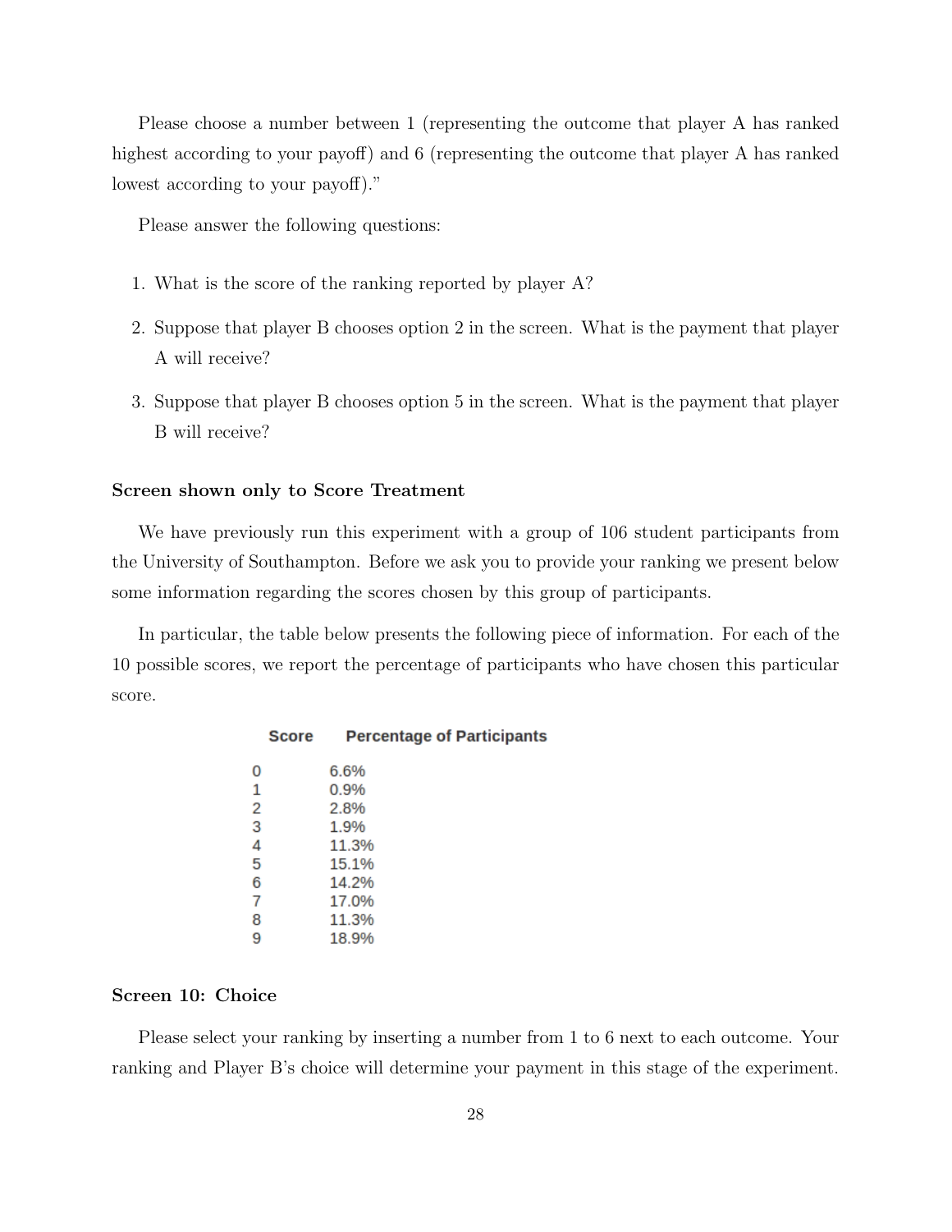Please choose a number between 1 (representing the outcome that player A has ranked highest according to your payoff) and 6 (representing the outcome that player A has ranked lowest according to your payoff)."

Please answer the following questions:

1. What is the score of the ranking reported by player A?
2. Suppose that player B chooses option 2 in the screen. What is the payment that player A will receive?
3. Suppose that player B chooses option 5 in the screen. What is the payment that player B will receive?

**Screen shown only to Score Treatment**

We have previously run this experiment with a group of 106 student participants from the University of Southampton. Before we ask you to provide your ranking we present below some information regarding the scores chosen by this group of participants.

In particular, the table below presents the following piece of information. For each of the 10 possible scores, we report the percentage of participants who have chosen this particular score.

| Score | Percentage of Participants |
|---|---|
| 0 | 6.6% |
| 1 | 0.9% |
| 2 | 2.8% |
| 3 | 1.9% |
| 4 | 11.3% |
| 5 | 15.1% |
| 6 | 14.2% |
| 7 | 17.0% |
| 8 | 11.3% |
| 9 | 18.9% |

**Screen 10: Choice**

Please select your ranking by inserting a number from 1 to 6 next to each outcome. Your ranking and Player B's choice will determine your payment in this stage of the experiment.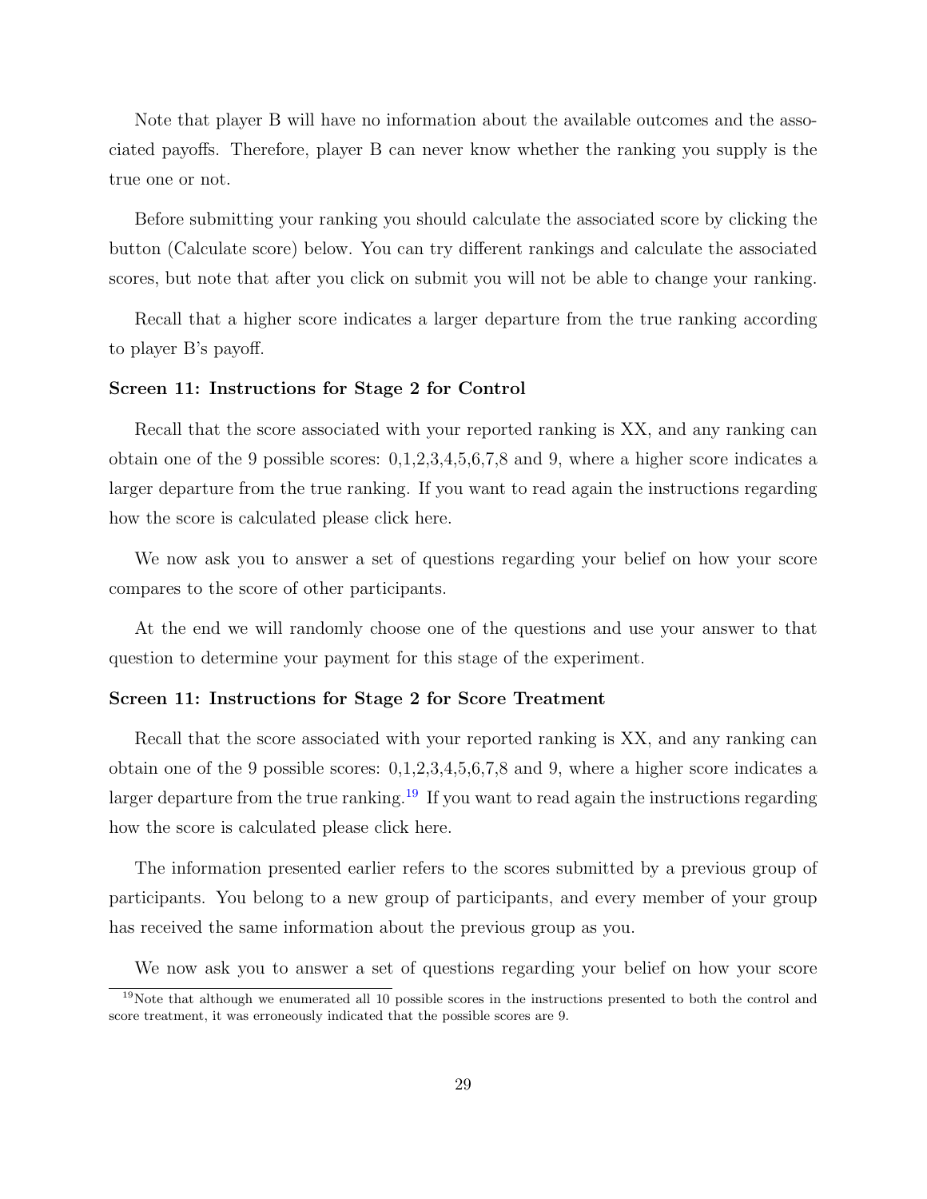Note that player B will have no information about the available outcomes and the associated payoffs. Therefore, player B can never know whether the ranking you supply is the true one or not.

Before submitting your ranking you should calculate the associated score by clicking the button (Calculate score) below. You can try different rankings and calculate the associated scores, but note that after you click on submit you will not be able to change your ranking.

Recall that a higher score indicates a larger departure from the true ranking according to player B's payoff.

**Screen 11: Instructions for Stage 2 for Control**

Recall that the score associated with your reported ranking is XX, and any ranking can obtain one of the 9 possible scores: 0,1,2,3,4,5,6,7,8 and 9, where a higher score indicates a larger departure from the true ranking. If you want to read again the instructions regarding how the score is calculated please click here.

We now ask you to answer a set of questions regarding your belief on how your score compares to the score of other participants.

At the end we will randomly choose one of the questions and use your answer to that question to determine your payment for this stage of the experiment.

**Screen 11: Instructions for Stage 2 for Score Treatment**

Recall that the score associated with your reported ranking is XX, and any ranking can obtain one of the 9 possible scores: 0,1,2,3,4,5,6,7,8 and 9, where a higher score indicates a larger departure from the true ranking.[19] If you want to read again the instructions regarding how the score is calculated please click here.

The information presented earlier refers to the scores submitted by a previous group of participants. You belong to a new group of participants, and every member of your group has received the same information about the previous group as you.

We now ask you to answer a set of questions regarding your belief on how your score

[19] Note that although we enumerated all 10 possible scores in the instructions presented to both the control and score treatment, it was erroneously indicated that the possible scores are 9.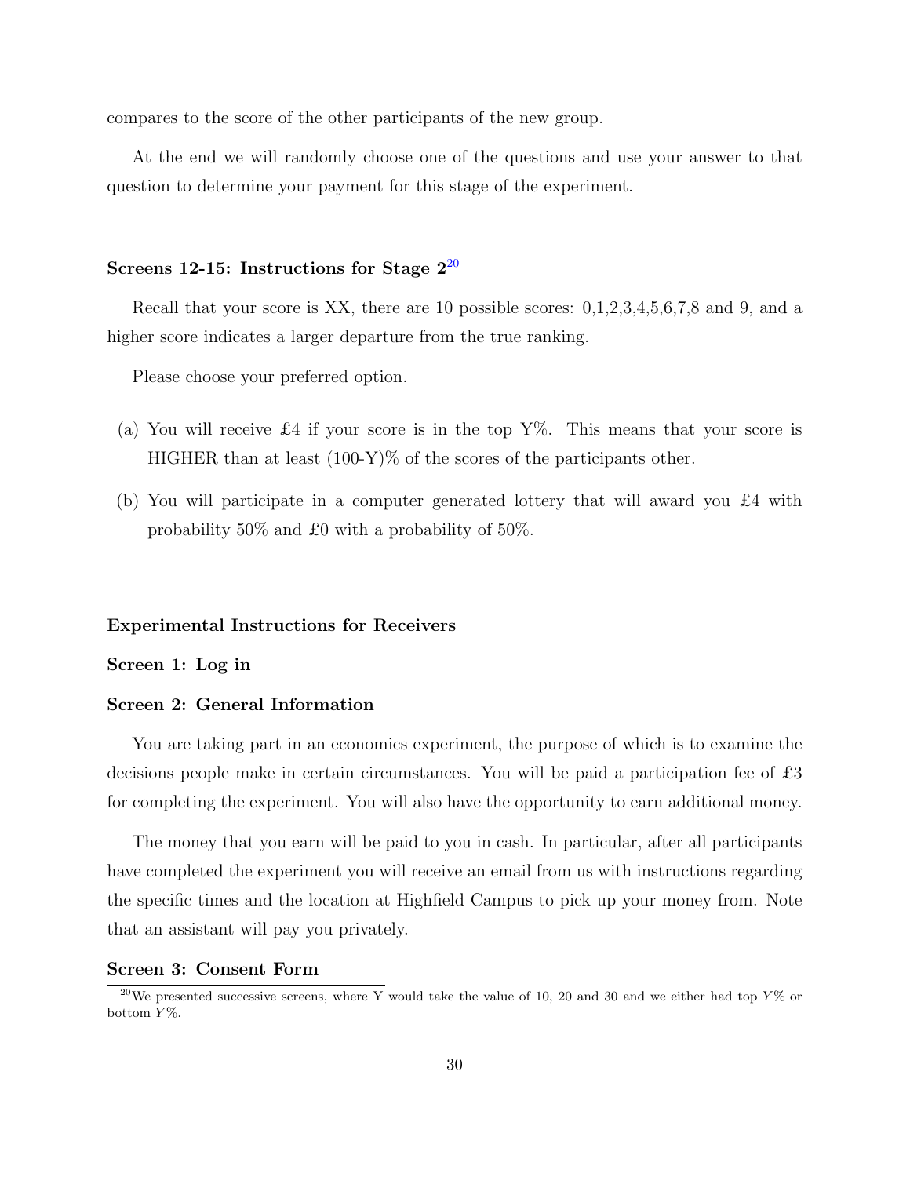compares to the score of the other participants of the new group.

At the end we will randomly choose one of the questions and use your answer to that question to determine your payment for this stage of the experiment.

### Screens 12-15: Instructions for Stage 2[20]

Recall that your score is XX, there are 10 possible scores: 0,1,2,3,4,5,6,7,8 and 9, and a higher score indicates a larger departure from the true ranking.

Please choose your preferred option.

(a) You will receive £4 if your score is in the top Y%. This means that your score is HIGHER than at least (100-Y)% of the scores of the participants other.

(b) You will participate in a computer generated lottery that will award you £4 with probability 50% and £0 with a probability of 50%.

### Experimental Instructions for Receivers

#### Screen 1: Log in

#### Screen 2: General Information

You are taking part in an economics experiment, the purpose of which is to examine the decisions people make in certain circumstances. You will be paid a participation fee of £3 for completing the experiment. You will also have the opportunity to earn additional money.

The money that you earn will be paid to you in cash. In particular, after all participants have completed the experiment you will receive an email from us with instructions regarding the specific times and the location at Highfield Campus to pick up your money from. Note that an assistant will pay you privately.

#### Screen 3: Consent Form

[20] We presented successive screens, where Y would take the value of 10, 20 and 30 and we either had top $Y$% or bottom $Y$%.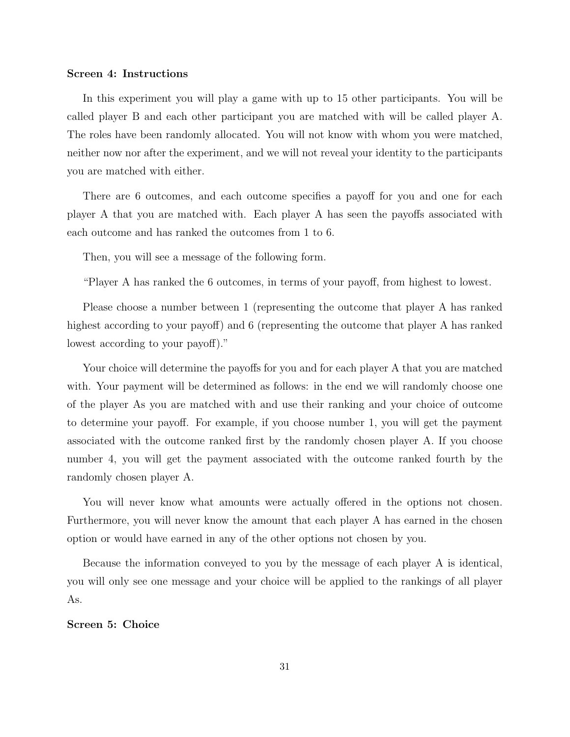**Screen 4: Instructions**

In this experiment you will play a game with up to 15 other participants. You will be called player B and each other participant you are matched with will be called player A. The roles have been randomly allocated. You will not know with whom you were matched, neither now nor after the experiment, and we will not reveal your identity to the participants you are matched with either.

There are 6 outcomes, and each outcome specifies a payoff for you and one for each player A that you are matched with. Each player A has seen the payoffs associated with each outcome and has ranked the outcomes from 1 to 6.

Then, you will see a message of the following form.

"Player A has ranked the 6 outcomes, in terms of your payoff, from highest to lowest.

Please choose a number between 1 (representing the outcome that player A has ranked highest according to your payoff) and 6 (representing the outcome that player A has ranked lowest according to your payoff)."

Your choice will determine the payoffs for you and for each player A that you are matched with. Your payment will be determined as follows: in the end we will randomly choose one of the player As you are matched with and use their ranking and your choice of outcome to determine your payoff. For example, if you choose number 1, you will get the payment associated with the outcome ranked first by the randomly chosen player A. If you choose number 4, you will get the payment associated with the outcome ranked fourth by the randomly chosen player A.

You will never know what amounts were actually offered in the options not chosen. Furthermore, you will never know the amount that each player A has earned in the chosen option or would have earned in any of the other options not chosen by you.

Because the information conveyed to you by the message of each player A is identical, you will only see one message and your choice will be applied to the rankings of all player As.

**Screen 5: Choice**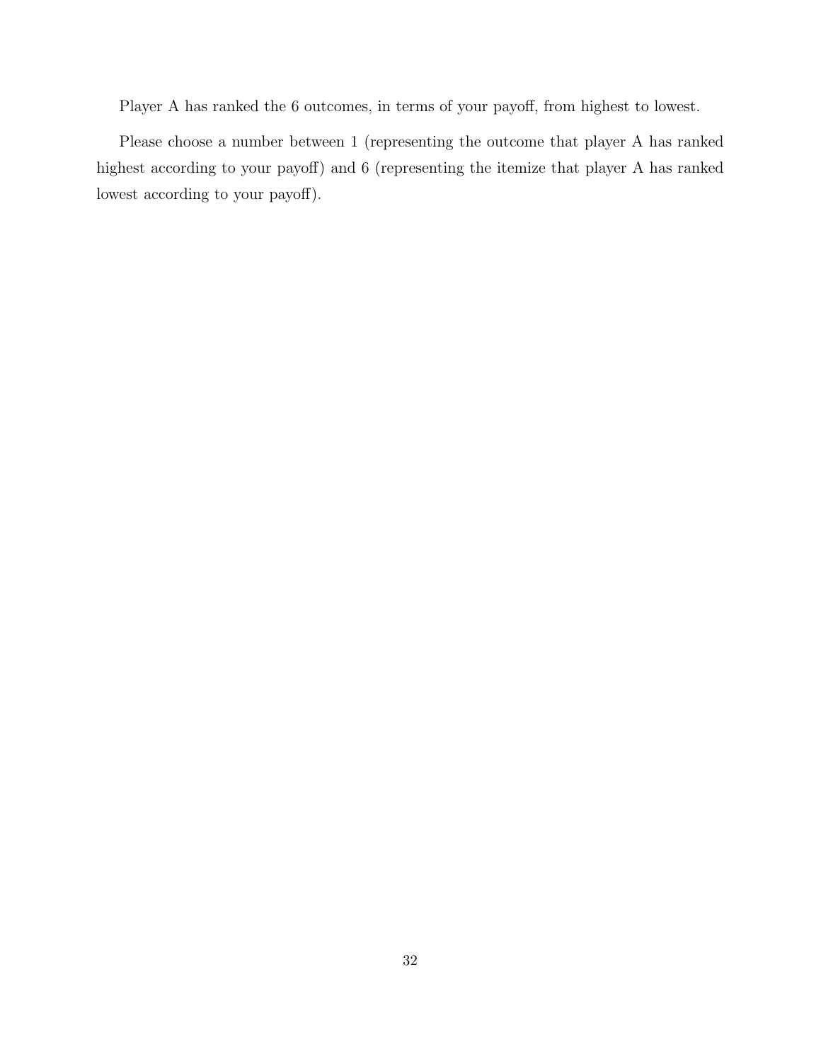Player A has ranked the 6 outcomes, in terms of your payoff, from highest to lowest.

Please choose a number between 1 (representing the outcome that player A has ranked highest according to your payoff) and 6 (representing the itemize that player A has ranked lowest according to your payoff).